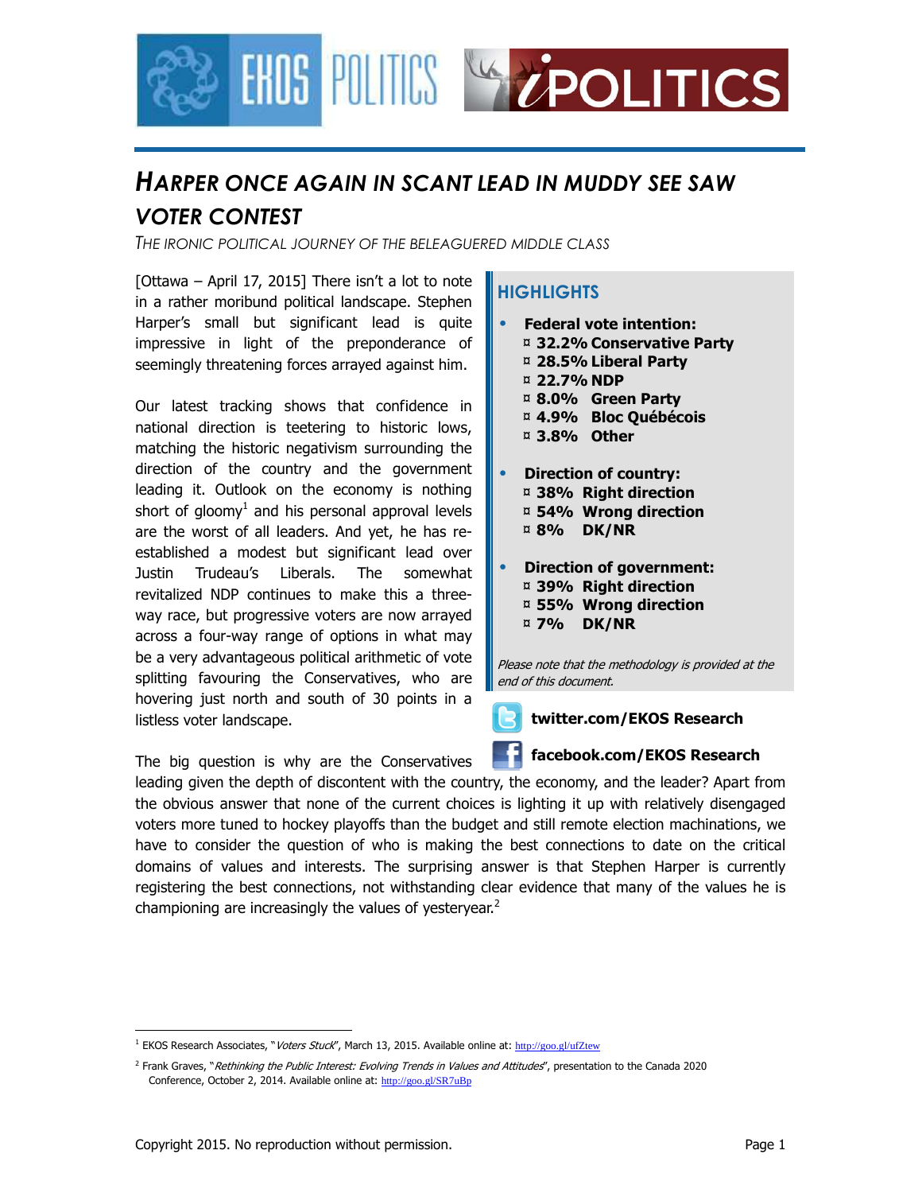# HARPER ONCE AGAIN IN SCANT LEAD IN MUDDY SEE SAW VOTER CONTEST

*THE IRONIC POLITICAL JOURNEY OF THE BELEAGUERED MIDDLE CLASS*

[Ottawa – April 17, 2015] There isn't a lot to note in a rather moribund political landscape. Stephen Harper's small but significant lead is quite impressive in light of the preponderance of seemingly threatening forces arrayed against him.

Our latest tracking shows that confidence in national direction is teetering to historic lows, matching the historic negativism surrounding the direction of the country and the government leading it. Outlook on the economy is nothing short of gloomy[1] and his personal approval levels are the worst of all leaders. And yet, he has re-established a modest but significant lead over Justin Trudeau's Liberals. The somewhat revitalized NDP continues to make this a three-way race, but progressive voters are now arrayed across a four-way range of options in what may be a very advantageous political arithmetic of vote splitting favouring the Conservatives, who are hovering just north and south of 30 points in a listless voter landscape.

## HIGHLIGHTS

- **Federal vote intention:**
  - **32.2% Conservative Party**
  - **28.5% Liberal Party**
  - **22.7% NDP**
  - **8.0% Green Party**
  - **4.9% Bloc Québécois**
  - **3.8% Other**
- **Direction of country:**
  - **38% Right direction**
  - **54% Wrong direction**
  - **8% DK/NR**
- **Direction of government:**
  - **39% Right direction**
  - **55% Wrong direction**
  - **7% DK/NR**

*Please note that the methodology is provided at the end of this document.*

**twitter.com/EKOS Research**

**facebook.com/EKOS Research**

The big question is why are the Conservatives leading given the depth of discontent with the country, the economy, and the leader? Apart from the obvious answer that none of the current choices is lighting it up with relatively disengaged voters more tuned to hockey playoffs than the budget and still remote election machinations, we have to consider the question of who is making the best connections to date on the critical domains of values and interests. The surprising answer is that Stephen Harper is currently registering the best connections, not withstanding clear evidence that many of the values he is championing are increasingly the values of yesteryear.[2]

---

[1] EKOS Research Associates, "*Voters Stuck*", March 13, 2015. Available online at: http://goo.gl/ufZtew

[2] Frank Graves, "*Rethinking the Public Interest: Evolving Trends in Values and Attitudes*", presentation to the Canada 2020 Conference, October 2, 2014. Available online at: http://goo.gl/SR7uBp

Copyright 2015. No reproduction without permission.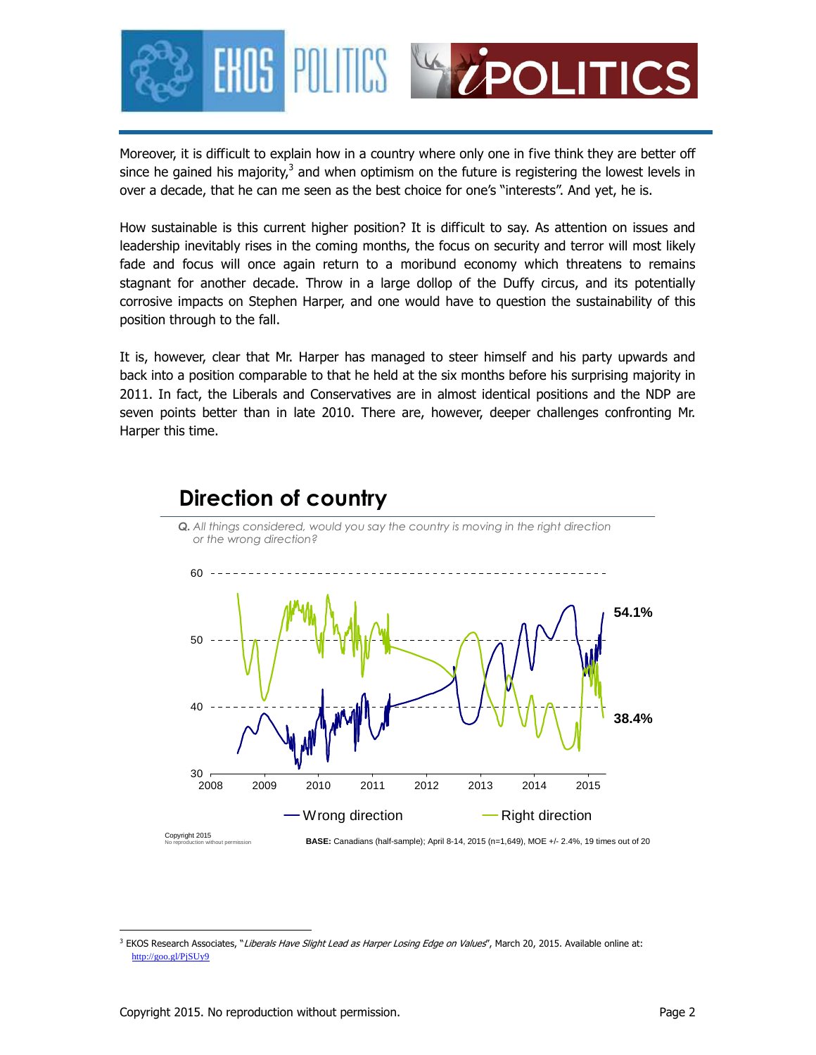Moreover, it is difficult to explain how in a country where only one in five think they are better off since he gained his majority,[3] and when optimism on the future is registering the lowest levels in over a decade, that he can me seen as the best choice for one's "interests". And yet, he is.

How sustainable is this current higher position? It is difficult to say. As attention on issues and leadership inevitably rises in the coming months, the focus on security and terror will most likely fade and focus will once again return to a moribund economy which threatens to remains stagnant for another decade. Throw in a large dollop of the Duffy circus, and its potentially corrosive impacts on Stephen Harper, and one would have to question the sustainability of this position through to the fall.

It is, however, clear that Mr. Harper has managed to steer himself and his party upwards and back into a position comparable to that he held at the six months before his surprising majority in 2011. In fact, the Liberals and Conservatives are in almost identical positions and the NDP are seven points better than in late 2010. There are, however, deeper challenges confronting Mr. Harper this time.

## Direction of country

*Q. All things considered, would you say the country is moving in the right direction or the wrong direction?*

Wrong direction: 54.1%
Right direction: 38.4%

Copyright 2015
No reproduction without permission

**BASE:** Canadians (half-sample); April 8-14, 2015 (n=1,649), MOE +/- 2.4%, 19 times out of 20

[3] EKOS Research Associates, "*Liberals Have Slight Lead as Harper Losing Edge on Values*", March 20, 2015. Available online at: http://goo.gl/PjSUy9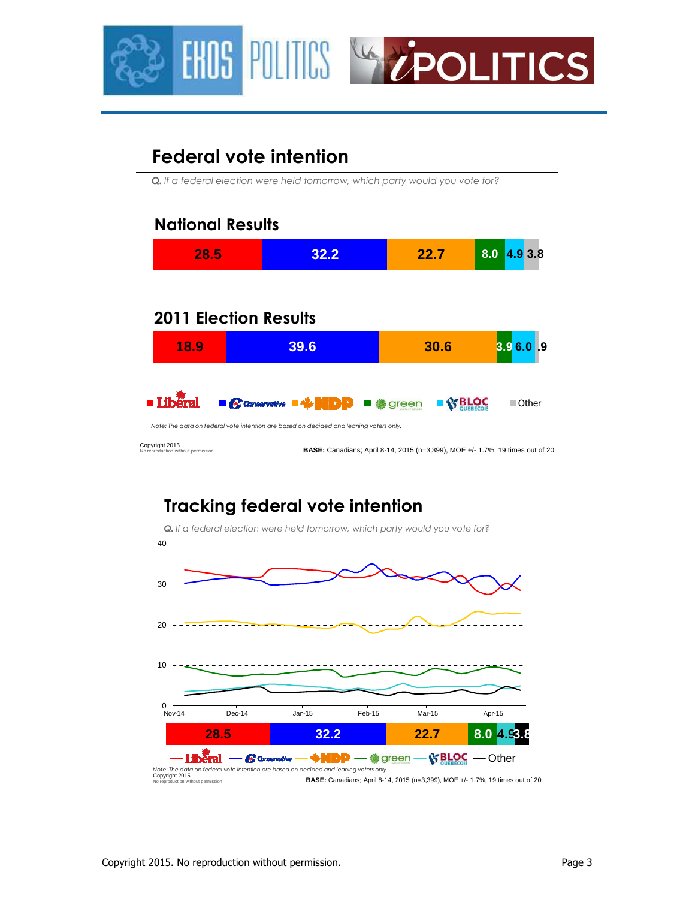## Federal vote intention

*Q. If a federal election were held tomorrow, which party would you vote for?*

### National Results

| Liberal | Conservative | NDP | Green | Bloc Québécois | Other |
|---|---|---|---|---|---|
| 28.5 | 32.2 | 22.7 | 8.0 | 4.9 | 3.8 |

### 2011 Election Results

| Liberal | Conservative | NDP | Green | Bloc Québécois | Other |
|---|---|---|---|---|---|
| 18.9 | 39.6 | 30.6 | 3.9 | 6.0 | .9 |

*Note: The data on federal vote intention are based on decided and leaning voters only.*

Copyright 2015
No reproduction without permission

**BASE:** Canadians; April 8-14, 2015 (n=3,399), MOE +/- 1.7%, 19 times out of 20

## Tracking federal vote intention

*Q. If a federal election were held tomorrow, which party would you vote for?*

| Liberal | Conservative | NDP | Green | Bloc Québécois | Other |
|---|---|---|---|---|---|
| 28.5 | 32.2 | 22.7 | 8.0 | 4.9 | 3.8 |

*Note: The data on federal vote intention are based on decided and leaning voters only.*

Copyright 2015
No reproduction without permission

**BASE:** Canadians; April 8-14, 2015 (n=3,399), MOE +/- 1.7%, 19 times out of 20

Copyright 2015. No reproduction without permission.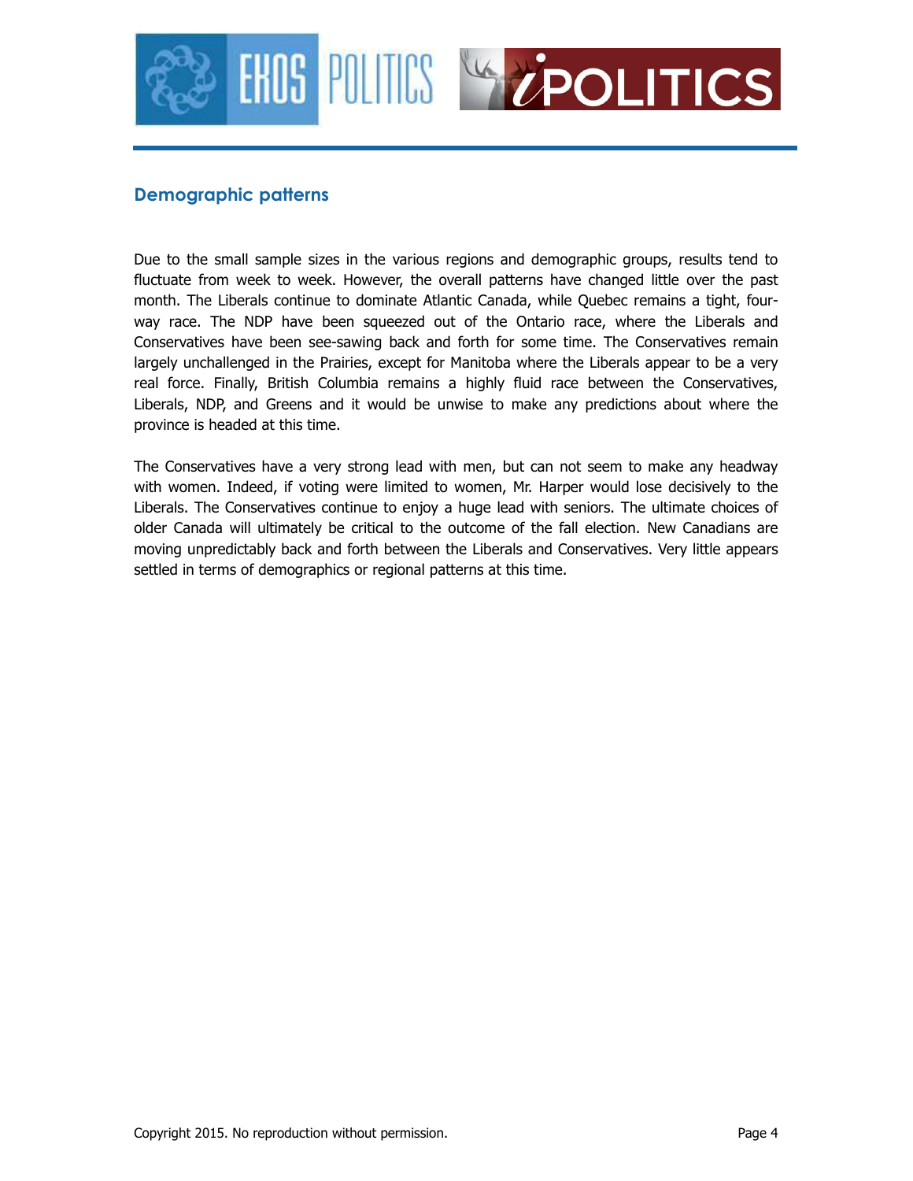## Demographic patterns

Due to the small sample sizes in the various regions and demographic groups, results tend to fluctuate from week to week. However, the overall patterns have changed little over the past month. The Liberals continue to dominate Atlantic Canada, while Quebec remains a tight, four-way race. The NDP have been squeezed out of the Ontario race, where the Liberals and Conservatives have been see-sawing back and forth for some time. The Conservatives remain largely unchallenged in the Prairies, except for Manitoba where the Liberals appear to be a very real force. Finally, British Columbia remains a highly fluid race between the Conservatives, Liberals, NDP, and Greens and it would be unwise to make any predictions about where the province is headed at this time.

The Conservatives have a very strong lead with men, but can not seem to make any headway with women. Indeed, if voting were limited to women, Mr. Harper would lose decisively to the Liberals. The Conservatives continue to enjoy a huge lead with seniors. The ultimate choices of older Canada will ultimately be critical to the outcome of the fall election. New Canadians are moving unpredictably back and forth between the Liberals and Conservatives. Very little appears settled in terms of demographics or regional patterns at this time.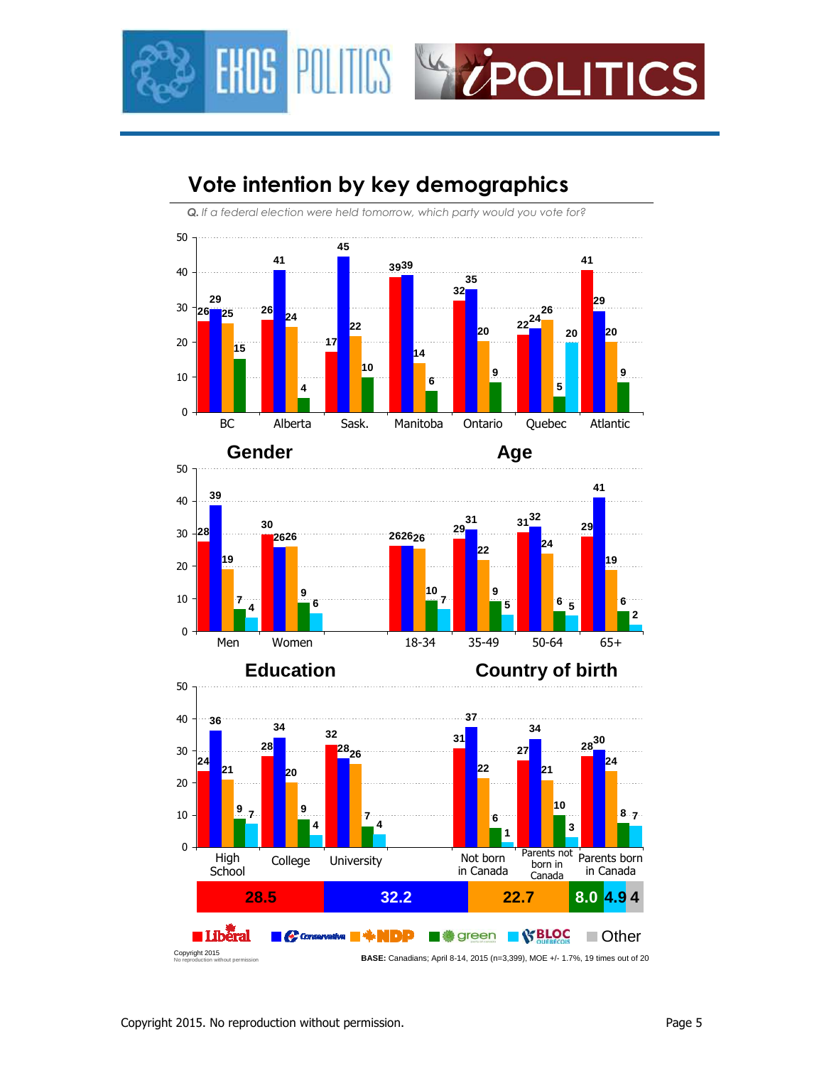## Vote intention by key demographics

*Q. If a federal election were held tomorrow, which party would you vote for?*

| Region | Liberal | Conservative | NDP | Green | Bloc |
|---|---|---|---|---|---|
| BC | 26 | 29 | 25 | 15 | |
| Alberta | 26 | 41 | 24 | 4 | |
| Sask. | 17 | 45 | 22 | 10 | |
| Manitoba | 39 | 39 | 14 | 6 | |
| Ontario | 32 | 35 | 20 | 9 | |
| Quebec | 22 | 24 | 26 | 5 | 20 |
| Atlantic | 41 | 29 | 20 | 9 | |

**Gender** / **Age**

| Group | Liberal | Conservative | NDP | Green | Bloc |
|---|---|---|---|---|---|
| Men | 28 | 39 | 19 | 7 | 4 |
| Women | 30 | 26 | 26 | 9 | 6 |
| 18-34 | 26 | 26 | 26 | 10 | 7 |
| 35-49 | 29 | 31 | 22 | 9 | 5 |
| 50-64 | 31 | 32 | 24 | 6 | 5 |
| 65+ | 29 | 41 | 19 | 6 | 2 |

**Education** / **Country of birth**

| Group | Liberal | Conservative | NDP | Green | Bloc |
|---|---|---|---|---|---|
| High School | 24 | 36 | 21 | 9 | 7 |
| College | 28 | 34 | 20 | 9 | 4 |
| University | 32 | 28 | 26 | 7 | 4 |
| Not born in Canada | 31 | 37 | 22 | 6 | 1 |
| Parents not born in Canada | 27 | 34 | 21 | 10 | 3 |
| Parents born in Canada | 28 | 30 | 24 | 8 | 7 |

Overall: Liberal 28.5 | Conservative 32.2 | NDP 22.7 | Green 8.0 | Bloc 4.9 | Other 4

Liberal | Conservative | NDP | green | BLOC | Other

Copyright 2015
No reproduction without permission

**BASE:** Canadians; April 8-14, 2015 (n=3,399), MOE +/- 1.7%, 19 times out of 20

Copyright 2015. No reproduction without permission.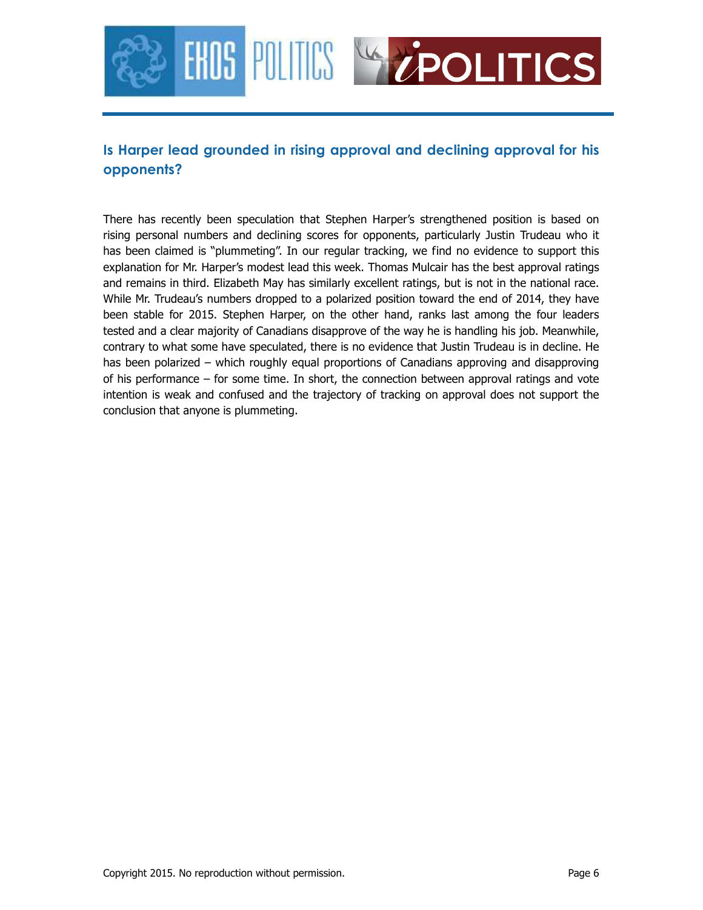## Is Harper lead grounded in rising approval and declining approval for his opponents?

There has recently been speculation that Stephen Harper's strengthened position is based on rising personal numbers and declining scores for opponents, particularly Justin Trudeau who it has been claimed is "plummeting". In our regular tracking, we find no evidence to support this explanation for Mr. Harper's modest lead this week. Thomas Mulcair has the best approval ratings and remains in third. Elizabeth May has similarly excellent ratings, but is not in the national race. While Mr. Trudeau's numbers dropped to a polarized position toward the end of 2014, they have been stable for 2015. Stephen Harper, on the other hand, ranks last among the four leaders tested and a clear majority of Canadians disapprove of the way he is handling his job. Meanwhile, contrary to what some have speculated, there is no evidence that Justin Trudeau is in decline. He has been polarized – which roughly equal proportions of Canadians approving and disapproving of his performance – for some time. In short, the connection between approval ratings and vote intention is weak and confused and the trajectory of tracking on approval does not support the conclusion that anyone is plummeting.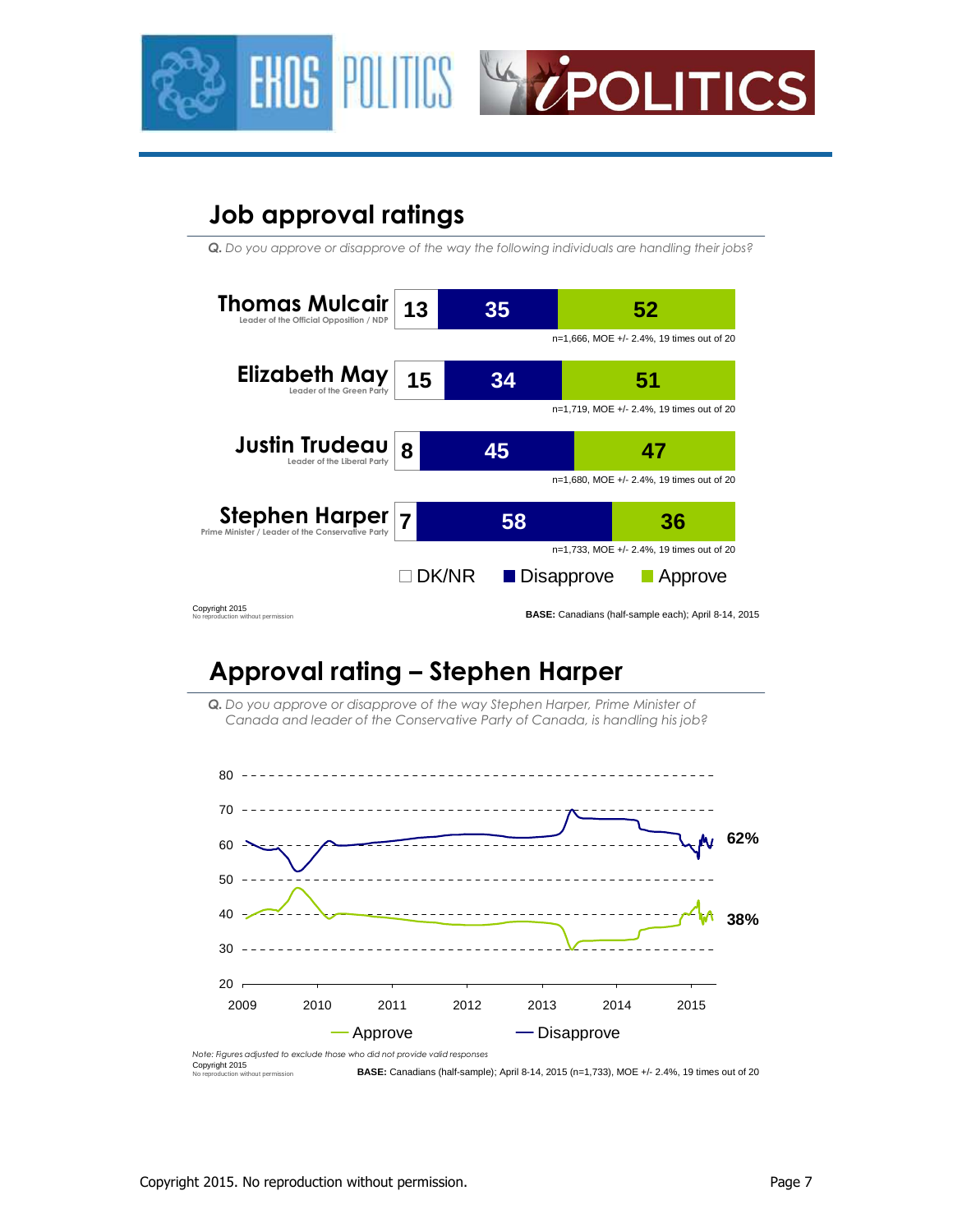## Job approval ratings

*Q. Do you approve or disapprove of the way the following individuals are handling their jobs?*

| | DK/NR | Disapprove | Approve | |
|---|---|---|---|---|
| **Thomas Mulcair** (Leader of the Official Opposition / NDP) | 13 | 35 | 52 | n=1,666, MOE +/- 2.4%, 19 times out of 20 |
| **Elizabeth May** (Leader of the Green Party) | 15 | 34 | 51 | n=1,719, MOE +/- 2.4%, 19 times out of 20 |
| **Justin Trudeau** (Leader of the Liberal Party) | 8 | 45 | 47 | n=1,680, MOE +/- 2.4%, 19 times out of 20 |
| **Stephen Harper** (Prime Minister / Leader of the Conservative Party) | 7 | 58 | 36 | n=1,733, MOE +/- 2.4%, 19 times out of 20 |

Copyright 2015
No reproduction without permission

**BASE:** Canadians (half-sample each); April 8-14, 2015

## Approval rating – Stephen Harper

*Q. Do you approve or disapprove of the way Stephen Harper, Prime Minister of Canada and leader of the Conservative Party of Canada, is handling his job?*

Line chart, 2009–2015 (y-axis 20–80). Latest values: Disapprove 62%; Approve 38%.

Legend: Approve, Disapprove

*Note: Figures adjusted to exclude those who did not provide valid responses*

Copyright 2015
No reproduction without permission

**BASE:** Canadians (half-sample); April 8-14, 2015 (n=1,733), MOE +/- 2.4%, 19 times out of 20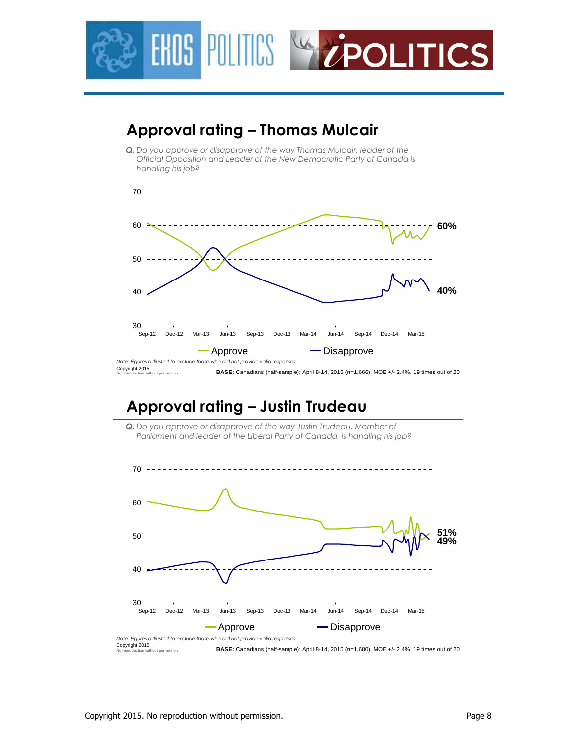## Approval rating – Thomas Mulcair

**Q.** *Do you approve or disapprove of the way Thomas Mulcair, leader of the Official Opposition and Leader of the New Democratic Party of Canada is handling his job?*

*Note: Figures adjusted to exclude those who did not provide valid responses*

Copyright 2015
No reproduction without permission

**BASE:** Canadians (half-sample); April 8-14, 2015 (n=1,666), MOE +/- 2.4%, 19 times out of 20

## Approval rating – Justin Trudeau

**Q.** *Do you approve or disapprove of the way Justin Trudeau, Member of Parliament and leader of the Liberal Party of Canada, is handling his job?*

*Note: Figures adjusted to exclude those who did not provide valid responses*

Copyright 2015
No reproduction without permission

**BASE:** Canadians (half-sample); April 8-14, 2015 (n=1,680), MOE +/- 2.4%, 19 times out of 20

Copyright 2015. No reproduction without permission.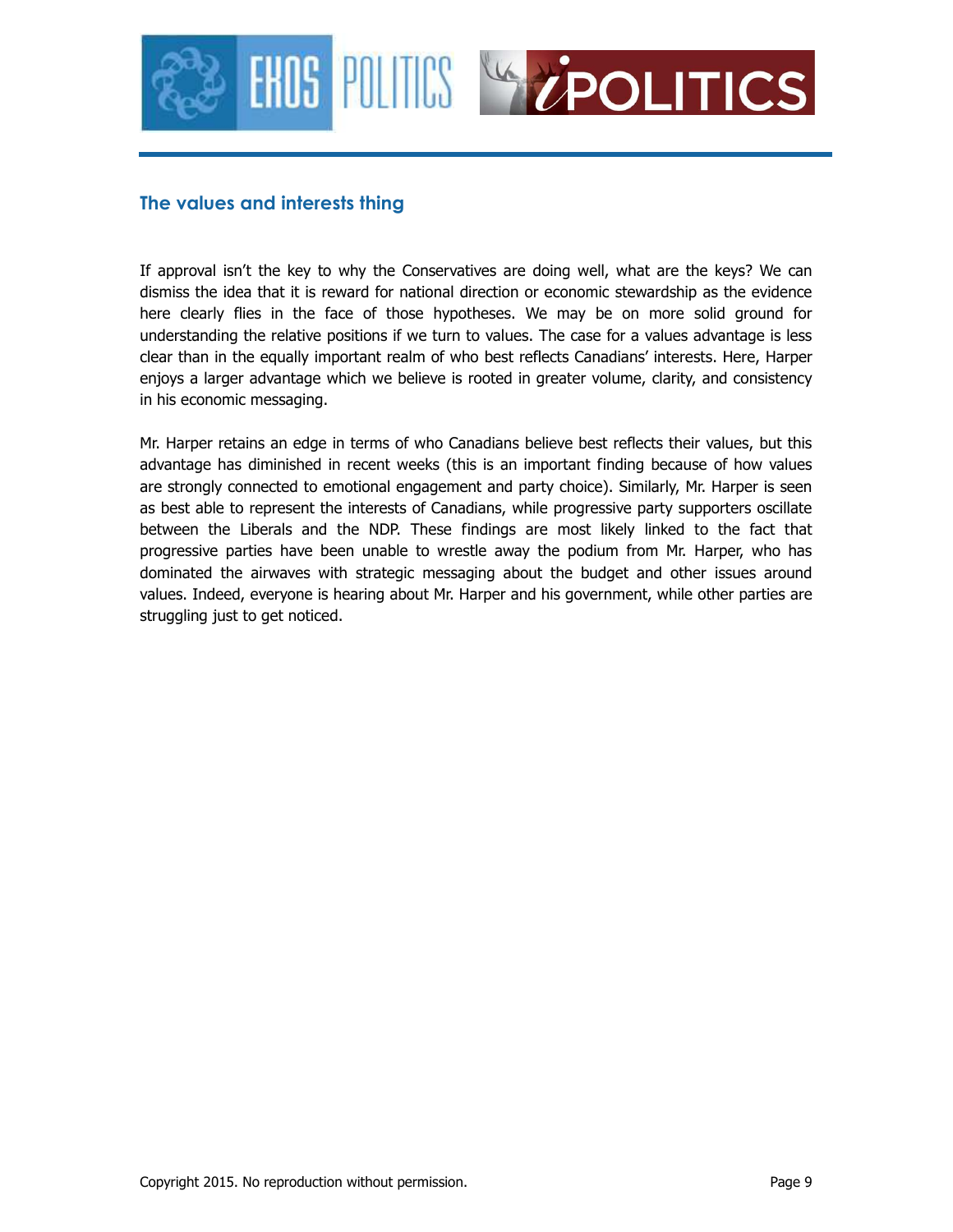## The values and interests thing

If approval isn't the key to why the Conservatives are doing well, what are the keys? We can dismiss the idea that it is reward for national direction or economic stewardship as the evidence here clearly flies in the face of those hypotheses. We may be on more solid ground for understanding the relative positions if we turn to values. The case for a values advantage is less clear than in the equally important realm of who best reflects Canadians' interests. Here, Harper enjoys a larger advantage which we believe is rooted in greater volume, clarity, and consistency in his economic messaging.

Mr. Harper retains an edge in terms of who Canadians believe best reflects their values, but this advantage has diminished in recent weeks (this is an important finding because of how values are strongly connected to emotional engagement and party choice). Similarly, Mr. Harper is seen as best able to represent the interests of Canadians, while progressive party supporters oscillate between the Liberals and the NDP. These findings are most likely linked to the fact that progressive parties have been unable to wrestle away the podium from Mr. Harper, who has dominated the airwaves with strategic messaging about the budget and other issues around values. Indeed, everyone is hearing about Mr. Harper and his government, while other parties are struggling just to get noticed.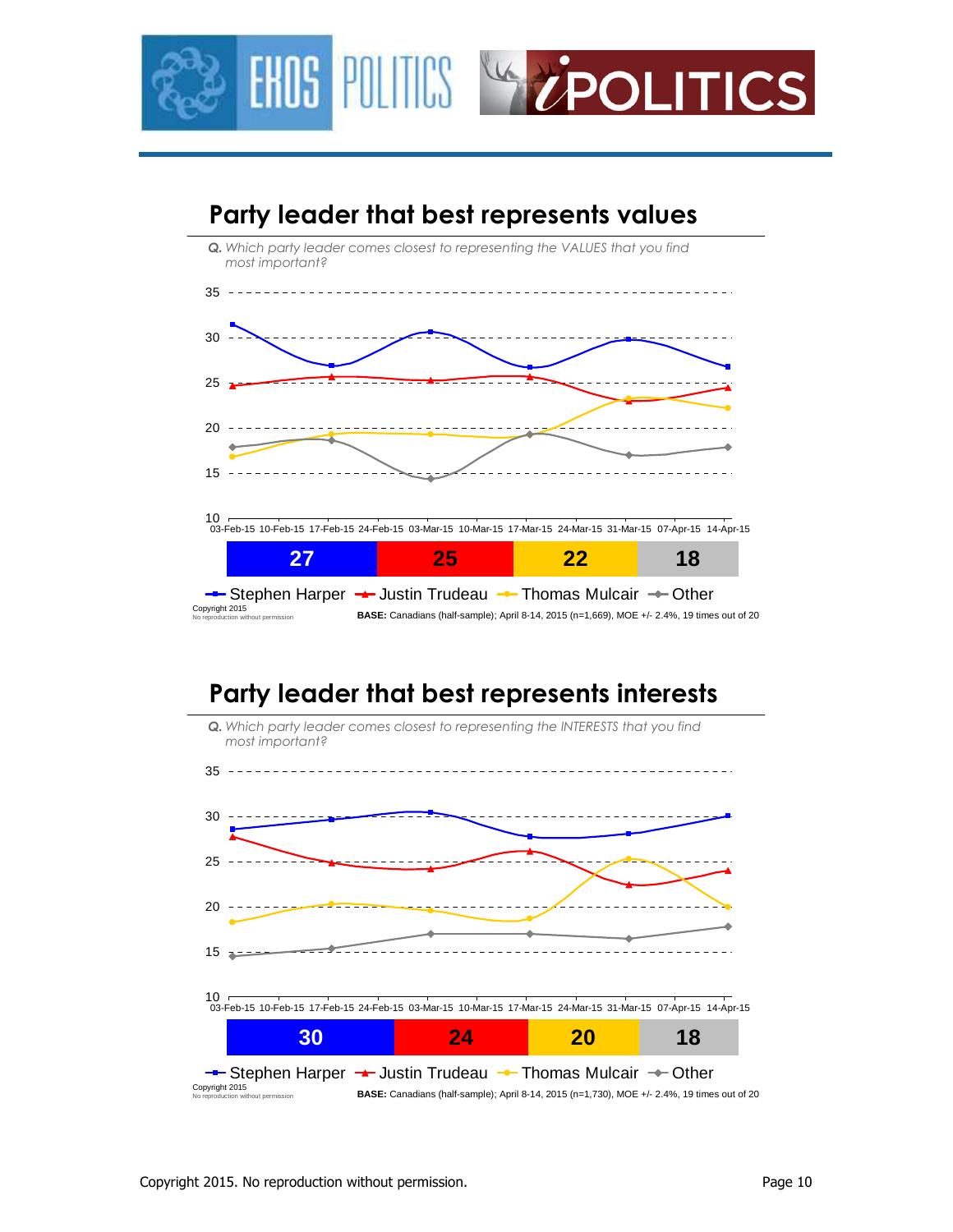## Party leader that best represents values

***Q.** Which party leader comes closest to representing the VALUES that you find most important?*

| Stephen Harper | Justin Trudeau | Thomas Mulcair | Other |
|---|---|---|---|
| 27 | 25 | 22 | 18 |

Copyright 2015
No reproduction without permission

**BASE:** Canadians (half-sample); April 8-14, 2015 (n=1,669), MOE +/- 2.4%, 19 times out of 20

## Party leader that best represents interests

***Q.** Which party leader comes closest to representing the INTERESTS that you find most important?*

| Stephen Harper | Justin Trudeau | Thomas Mulcair | Other |
|---|---|---|---|
| 30 | 24 | 20 | 18 |

Copyright 2015
No reproduction without permission

**BASE:** Canadians (half-sample); April 8-14, 2015 (n=1,730), MOE +/- 2.4%, 19 times out of 20

Copyright 2015. No reproduction without permission.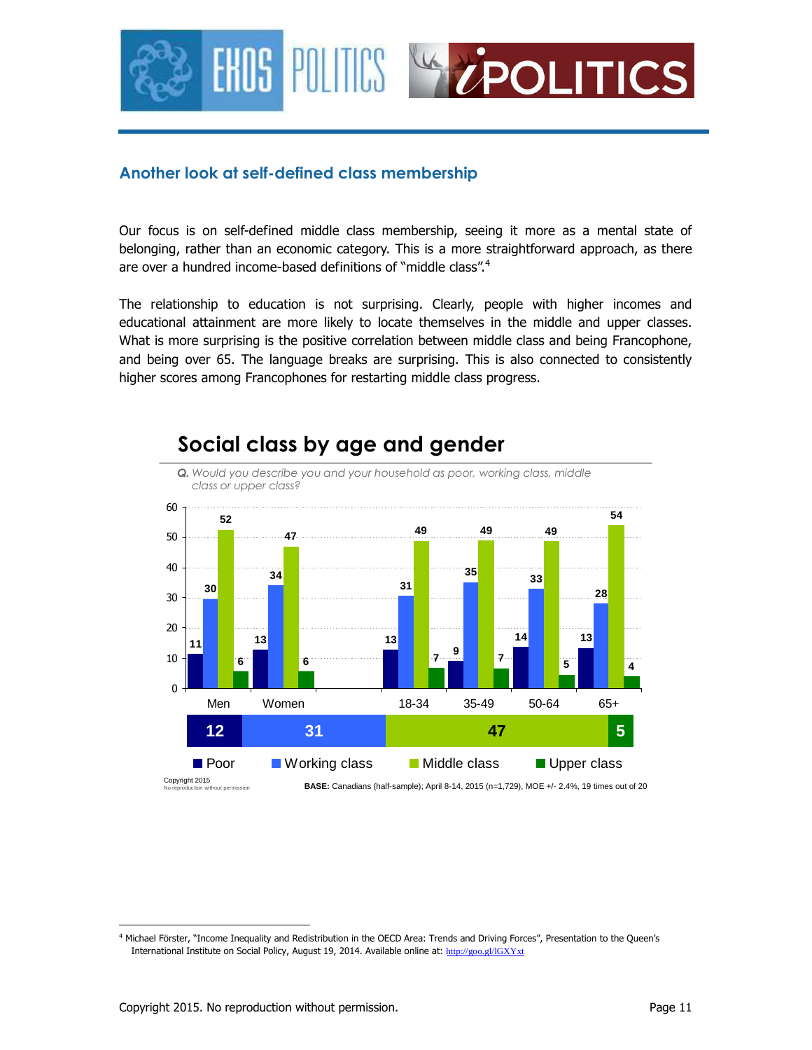## Another look at self-defined class membership

Our focus is on self-defined middle class membership, seeing it more as a mental state of belonging, rather than an economic category. This is a more straightforward approach, as there are over a hundred income-based definitions of "middle class".[4]

The relationship to education is not surprising. Clearly, people with higher incomes and educational attainment are more likely to locate themselves in the middle and upper classes. What is more surprising is the positive correlation between middle class and being Francophone, and being over 65. The language breaks are surprising. This is also connected to consistently higher scores among Francophones for restarting middle class progress.

### Social class by age and gender

*Q. Would you describe you and your household as poor, working class, middle class or upper class?*

| | Poor | Working class | Middle class | Upper class |
|---|---|---|---|---|
| Men | 11 | 30 | 52 | 6 |
| Women | 13 | 34 | 47 | 6 |
| 18-34 | 13 | 31 | 49 | 7 |
| 35-49 | 9 | 35 | 49 | 7 |
| 50-64 | 14 | 33 | 49 | 5 |
| 65+ | 13 | 28 | 54 | 4 |
| Overall | 12 | 31 | 47 | 5 |

Copyright 2015
No reproduction without permission

**BASE:** Canadians (half-sample); April 8-14, 2015 (n=1,729), MOE +/- 2.4%, 19 times out of 20

---

[4] Michael Förster, "Income Inequality and Redistribution in the OECD Area: Trends and Driving Forces", Presentation to the Queen's International Institute on Social Policy, August 19, 2014. Available online at: http://goo.gl/lGXYxt

Copyright 2015. No reproduction without permission.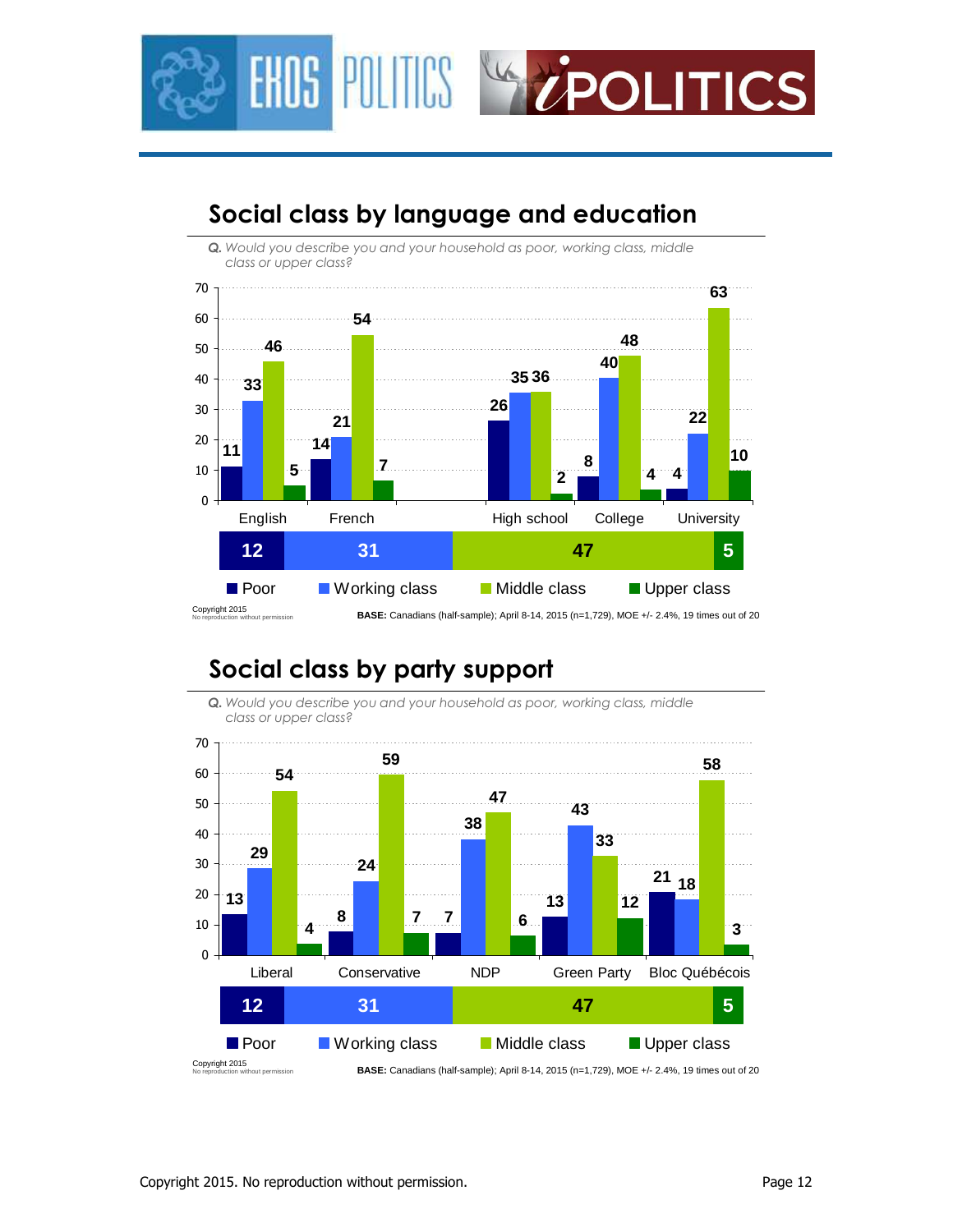## Social class by language and education

*Q. Would you describe you and your household as poor, working class, middle class or upper class?*

| | Poor | Working class | Middle class | Upper class |
|---|---|---|---|---|
| English | 11 | 33 | 46 | 5 |
| French | 14 | 21 | 54 | 7 |
| High school | 26 | 35 | 36 | 2 |
| College | 8 | 40 | 48 | 4 |
| University | 4 | 22 | 63 | 10 |
| Overall | 12 | 31 | 47 | 5 |

Copyright 2015
No reproduction without permission

**BASE:** Canadians (half-sample); April 8-14, 2015 (n=1,729), MOE +/- 2.4%, 19 times out of 20

## Social class by party support

*Q. Would you describe you and your household as poor, working class, middle class or upper class?*

| | Poor | Working class | Middle class | Upper class |
|---|---|---|---|---|
| Liberal | 13 | 29 | 54 | 4 |
| Conservative | 8 | 24 | 59 | 7 |
| NDP | 7 | 38 | 47 | 6 |
| Green Party | 13 | 43 | 33 | 12 |
| Bloc Québécois | 21 | 18 | 58 | 3 |
| Overall | 12 | 31 | 47 | 5 |

Copyright 2015
No reproduction without permission

**BASE:** Canadians (half-sample); April 8-14, 2015 (n=1,729), MOE +/- 2.4%, 19 times out of 20

Copyright 2015. No reproduction without permission.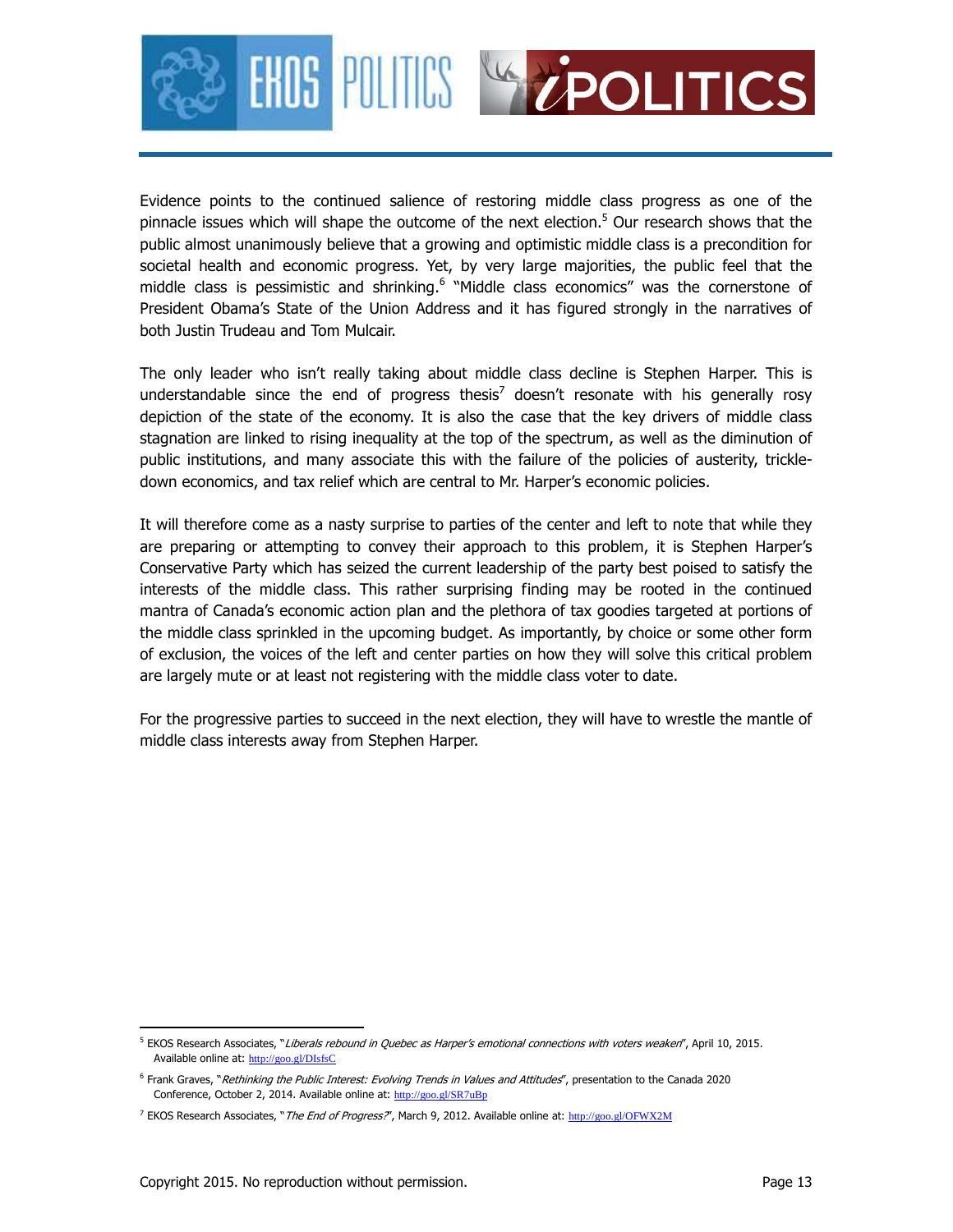Evidence points to the continued salience of restoring middle class progress as one of the pinnacle issues which will shape the outcome of the next election.[5] Our research shows that the public almost unanimously believe that a growing and optimistic middle class is a precondition for societal health and economic progress. Yet, by very large majorities, the public feel that the middle class is pessimistic and shrinking.[6] "Middle class economics" was the cornerstone of President Obama's State of the Union Address and it has figured strongly in the narratives of both Justin Trudeau and Tom Mulcair.

The only leader who isn't really taking about middle class decline is Stephen Harper. This is understandable since the end of progress thesis[7] doesn't resonate with his generally rosy depiction of the state of the economy. It is also the case that the key drivers of middle class stagnation are linked to rising inequality at the top of the spectrum, as well as the diminution of public institutions, and many associate this with the failure of the policies of austerity, trickle-down economics, and tax relief which are central to Mr. Harper's economic policies.

It will therefore come as a nasty surprise to parties of the center and left to note that while they are preparing or attempting to convey their approach to this problem, it is Stephen Harper's Conservative Party which has seized the current leadership of the party best poised to satisfy the interests of the middle class. This rather surprising finding may be rooted in the continued mantra of Canada's economic action plan and the plethora of tax goodies targeted at portions of the middle class sprinkled in the upcoming budget. As importantly, by choice or some other form of exclusion, the voices of the left and center parties on how they will solve this critical problem are largely mute or at least not registering with the middle class voter to date.

For the progressive parties to succeed in the next election, they will have to wrestle the mantle of middle class interests away from Stephen Harper.

---

[5] EKOS Research Associates, "*Liberals rebound in Quebec as Harper's emotional connections with voters weaken*", April 10, 2015. Available online at: http://goo.gl/DIsfsC

[6] Frank Graves, "*Rethinking the Public Interest: Evolving Trends in Values and Attitudes*", presentation to the Canada 2020 Conference, October 2, 2014. Available online at: http://goo.gl/SR7uBp

[7] EKOS Research Associates, "*The End of Progress?*", March 9, 2012. Available online at: http://goo.gl/OFWX2M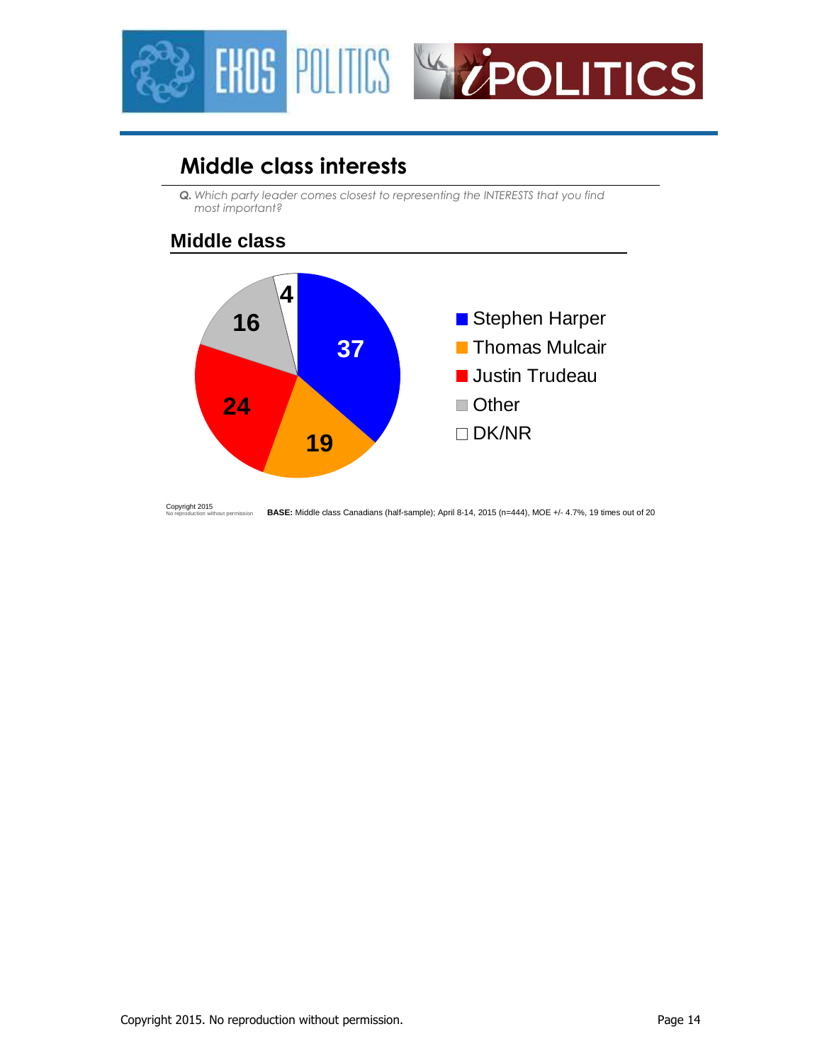## Middle class interests

***Q.** Which party leader comes closest to representing the INTERESTS that you find most important?*

### Middle class

| Leader | % |
|---|---|
| Stephen Harper | 37 |
| Thomas Mulcair | 19 |
| Justin Trudeau | 24 |
| Other | 16 |
| DK/NR | 4 |

Copyright 2015
No reproduction without permission

**BASE:** Middle class Canadians (half-sample); April 8-14, 2015 (n=444), MOE +/- 4.7%, 19 times out of 20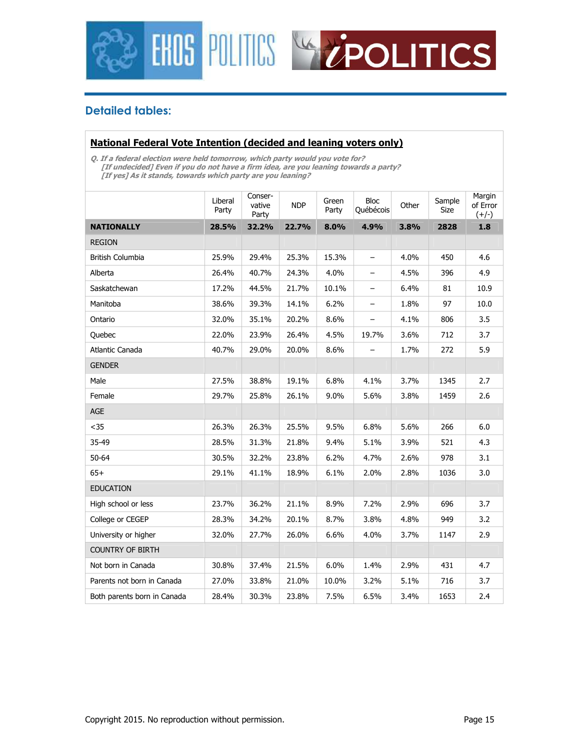## Detailed tables:

**National Federal Vote Intention (decided and leaning voters only)**

*Q. If a federal election were held tomorrow, which party would you vote for?*
*[If undecided] Even if you do not have a firm idea, are you leaning towards a party?*
*[If yes] As it stands, towards which party are you leaning?*

| | Liberal Party | Conser-vative Party | NDP | Green Party | Bloc Québécois | Other | Sample Size | Margin of Error (+/-) |
|---|---|---|---|---|---|---|---|---|
| **NATIONALLY** | **28.5%** | **32.2%** | **22.7%** | **8.0%** | **4.9%** | **3.8%** | **2828** | **1.8** |
| REGION | | | | | | | | |
| British Columbia | 25.9% | 29.4% | 25.3% | 15.3% | – | 4.0% | 450 | 4.6 |
| Alberta | 26.4% | 40.7% | 24.3% | 4.0% | – | 4.5% | 396 | 4.9 |
| Saskatchewan | 17.2% | 44.5% | 21.7% | 10.1% | – | 6.4% | 81 | 10.9 |
| Manitoba | 38.6% | 39.3% | 14.1% | 6.2% | – | 1.8% | 97 | 10.0 |
| Ontario | 32.0% | 35.1% | 20.2% | 8.6% | – | 4.1% | 806 | 3.5 |
| Quebec | 22.0% | 23.9% | 26.4% | 4.5% | 19.7% | 3.6% | 712 | 3.7 |
| Atlantic Canada | 40.7% | 29.0% | 20.0% | 8.6% | – | 1.7% | 272 | 5.9 |
| GENDER | | | | | | | | |
| Male | 27.5% | 38.8% | 19.1% | 6.8% | 4.1% | 3.7% | 1345 | 2.7 |
| Female | 29.7% | 25.8% | 26.1% | 9.0% | 5.6% | 3.8% | 1459 | 2.6 |
| AGE | | | | | | | | |
| <35 | 26.3% | 26.3% | 25.5% | 9.5% | 6.8% | 5.6% | 266 | 6.0 |
| 35-49 | 28.5% | 31.3% | 21.8% | 9.4% | 5.1% | 3.9% | 521 | 4.3 |
| 50-64 | 30.5% | 32.2% | 23.8% | 6.2% | 4.7% | 2.6% | 978 | 3.1 |
| 65+ | 29.1% | 41.1% | 18.9% | 6.1% | 2.0% | 2.8% | 1036 | 3.0 |
| EDUCATION | | | | | | | | |
| High school or less | 23.7% | 36.2% | 21.1% | 8.9% | 7.2% | 2.9% | 696 | 3.7 |
| College or CEGEP | 28.3% | 34.2% | 20.1% | 8.7% | 3.8% | 4.8% | 949 | 3.2 |
| University or higher | 32.0% | 27.7% | 26.0% | 6.6% | 4.0% | 3.7% | 1147 | 2.9 |
| COUNTRY OF BIRTH | | | | | | | | |
| Not born in Canada | 30.8% | 37.4% | 21.5% | 6.0% | 1.4% | 2.9% | 431 | 4.7 |
| Parents not born in Canada | 27.0% | 33.8% | 21.0% | 10.0% | 3.2% | 5.1% | 716 | 3.7 |
| Both parents born in Canada | 28.4% | 30.3% | 23.8% | 7.5% | 6.5% | 3.4% | 1653 | 2.4 |

Copyright 2015. No reproduction without permission.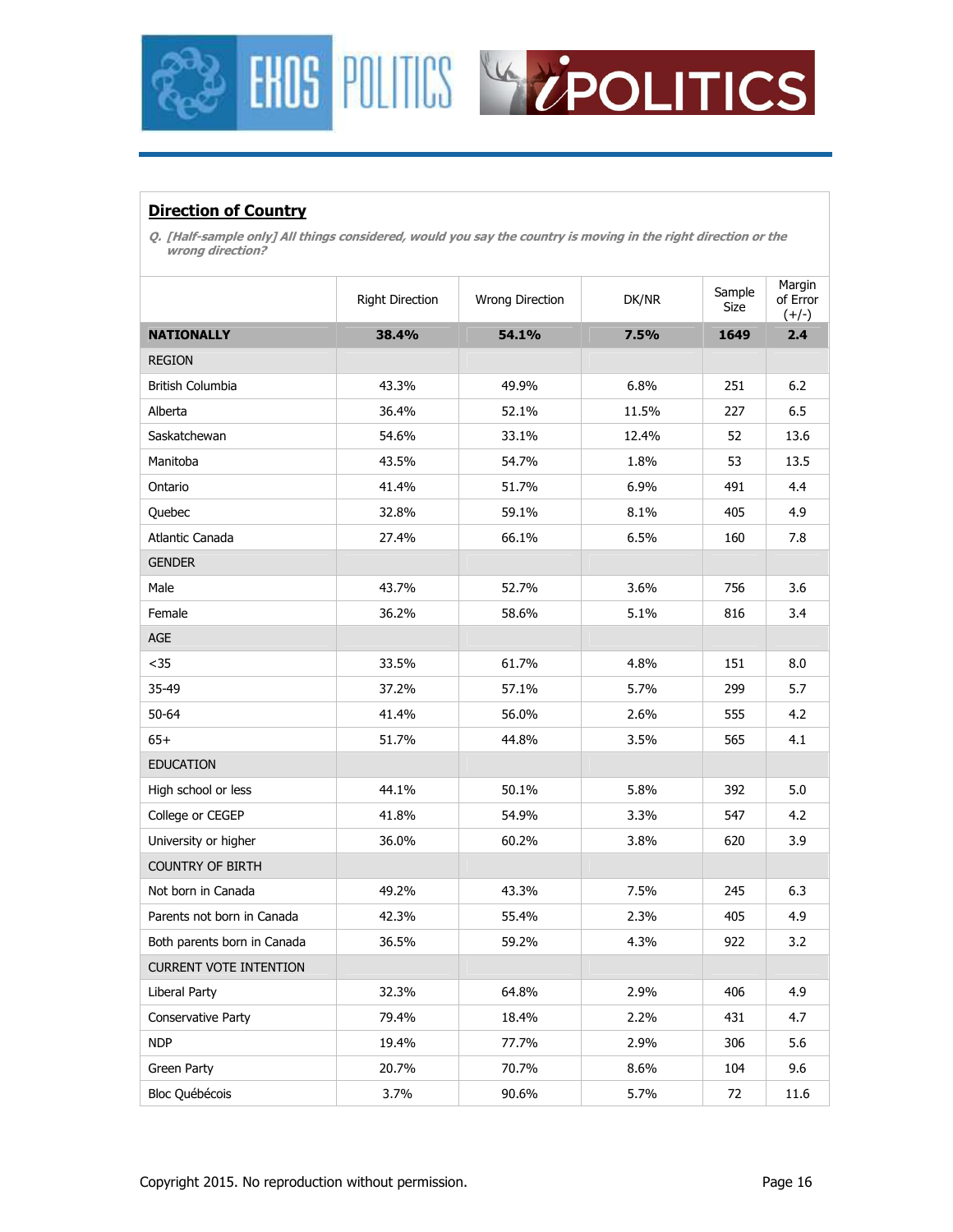## Direction of Country

*Q. [Half-sample only] All things considered, would you say the country is moving in the right direction or the wrong direction?*

| | Right Direction | Wrong Direction | DK/NR | Sample Size | Margin of Error (+/-) |
|---|---|---|---|---|---|
| **NATIONALLY** | **38.4%** | **54.1%** | **7.5%** | **1649** | **2.4** |
| REGION | | | | | |
| British Columbia | 43.3% | 49.9% | 6.8% | 251 | 6.2 |
| Alberta | 36.4% | 52.1% | 11.5% | 227 | 6.5 |
| Saskatchewan | 54.6% | 33.1% | 12.4% | 52 | 13.6 |
| Manitoba | 43.5% | 54.7% | 1.8% | 53 | 13.5 |
| Ontario | 41.4% | 51.7% | 6.9% | 491 | 4.4 |
| Quebec | 32.8% | 59.1% | 8.1% | 405 | 4.9 |
| Atlantic Canada | 27.4% | 66.1% | 6.5% | 160 | 7.8 |
| GENDER | | | | | |
| Male | 43.7% | 52.7% | 3.6% | 756 | 3.6 |
| Female | 36.2% | 58.6% | 5.1% | 816 | 3.4 |
| AGE | | | | | |
| <35 | 33.5% | 61.7% | 4.8% | 151 | 8.0 |
| 35-49 | 37.2% | 57.1% | 5.7% | 299 | 5.7 |
| 50-64 | 41.4% | 56.0% | 2.6% | 555 | 4.2 |
| 65+ | 51.7% | 44.8% | 3.5% | 565 | 4.1 |
| EDUCATION | | | | | |
| High school or less | 44.1% | 50.1% | 5.8% | 392 | 5.0 |
| College or CEGEP | 41.8% | 54.9% | 3.3% | 547 | 4.2 |
| University or higher | 36.0% | 60.2% | 3.8% | 620 | 3.9 |
| COUNTRY OF BIRTH | | | | | |
| Not born in Canada | 49.2% | 43.3% | 7.5% | 245 | 6.3 |
| Parents not born in Canada | 42.3% | 55.4% | 2.3% | 405 | 4.9 |
| Both parents born in Canada | 36.5% | 59.2% | 4.3% | 922 | 3.2 |
| CURRENT VOTE INTENTION | | | | | |
| Liberal Party | 32.3% | 64.8% | 2.9% | 406 | 4.9 |
| Conservative Party | 79.4% | 18.4% | 2.2% | 431 | 4.7 |
| NDP | 19.4% | 77.7% | 2.9% | 306 | 5.6 |
| Green Party | 20.7% | 70.7% | 8.6% | 104 | 9.6 |
| Bloc Québécois | 3.7% | 90.6% | 5.7% | 72 | 11.6 |

Copyright 2015. No reproduction without permission.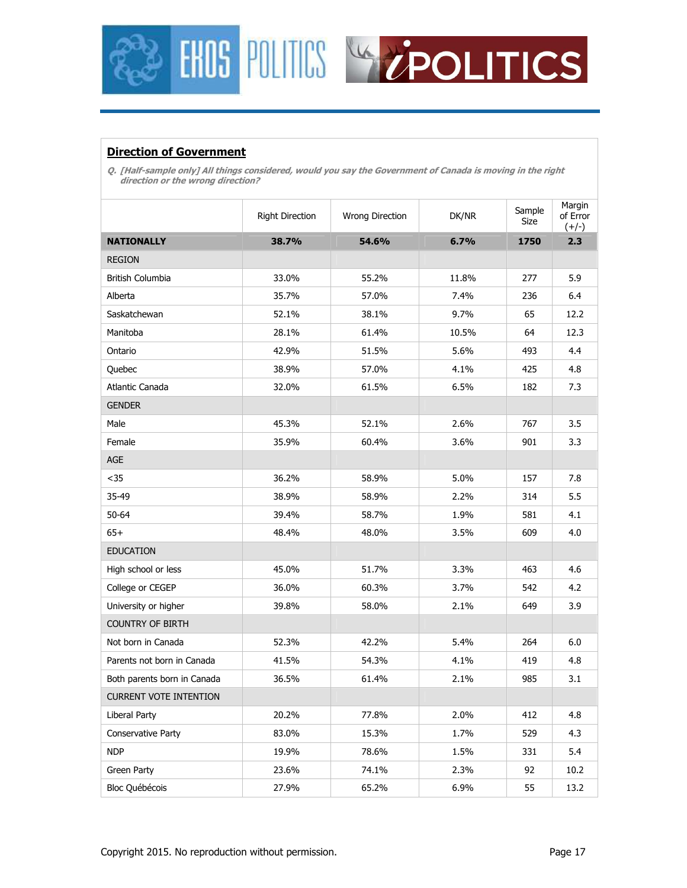## Direction of Government

*Q. [Half-sample only] All things considered, would you say the Government of Canada is moving in the right direction or the wrong direction?*

| | Right Direction | Wrong Direction | DK/NR | Sample Size | Margin of Error (+/-) |
|---|---|---|---|---|---|
| **NATIONALLY** | **38.7%** | **54.6%** | **6.7%** | **1750** | **2.3** |
| REGION | | | | | |
| British Columbia | 33.0% | 55.2% | 11.8% | 277 | 5.9 |
| Alberta | 35.7% | 57.0% | 7.4% | 236 | 6.4 |
| Saskatchewan | 52.1% | 38.1% | 9.7% | 65 | 12.2 |
| Manitoba | 28.1% | 61.4% | 10.5% | 64 | 12.3 |
| Ontario | 42.9% | 51.5% | 5.6% | 493 | 4.4 |
| Quebec | 38.9% | 57.0% | 4.1% | 425 | 4.8 |
| Atlantic Canada | 32.0% | 61.5% | 6.5% | 182 | 7.3 |
| GENDER | | | | | |
| Male | 45.3% | 52.1% | 2.6% | 767 | 3.5 |
| Female | 35.9% | 60.4% | 3.6% | 901 | 3.3 |
| AGE | | | | | |
| <35 | 36.2% | 58.9% | 5.0% | 157 | 7.8 |
| 35-49 | 38.9% | 58.9% | 2.2% | 314 | 5.5 |
| 50-64 | 39.4% | 58.7% | 1.9% | 581 | 4.1 |
| 65+ | 48.4% | 48.0% | 3.5% | 609 | 4.0 |
| EDUCATION | | | | | |
| High school or less | 45.0% | 51.7% | 3.3% | 463 | 4.6 |
| College or CEGEP | 36.0% | 60.3% | 3.7% | 542 | 4.2 |
| University or higher | 39.8% | 58.0% | 2.1% | 649 | 3.9 |
| COUNTRY OF BIRTH | | | | | |
| Not born in Canada | 52.3% | 42.2% | 5.4% | 264 | 6.0 |
| Parents not born in Canada | 41.5% | 54.3% | 4.1% | 419 | 4.8 |
| Both parents born in Canada | 36.5% | 61.4% | 2.1% | 985 | 3.1 |
| CURRENT VOTE INTENTION | | | | | |
| Liberal Party | 20.2% | 77.8% | 2.0% | 412 | 4.8 |
| Conservative Party | 83.0% | 15.3% | 1.7% | 529 | 4.3 |
| NDP | 19.9% | 78.6% | 1.5% | 331 | 5.4 |
| Green Party | 23.6% | 74.1% | 2.3% | 92 | 10.2 |
| Bloc Québécois | 27.9% | 65.2% | 6.9% | 55 | 13.2 |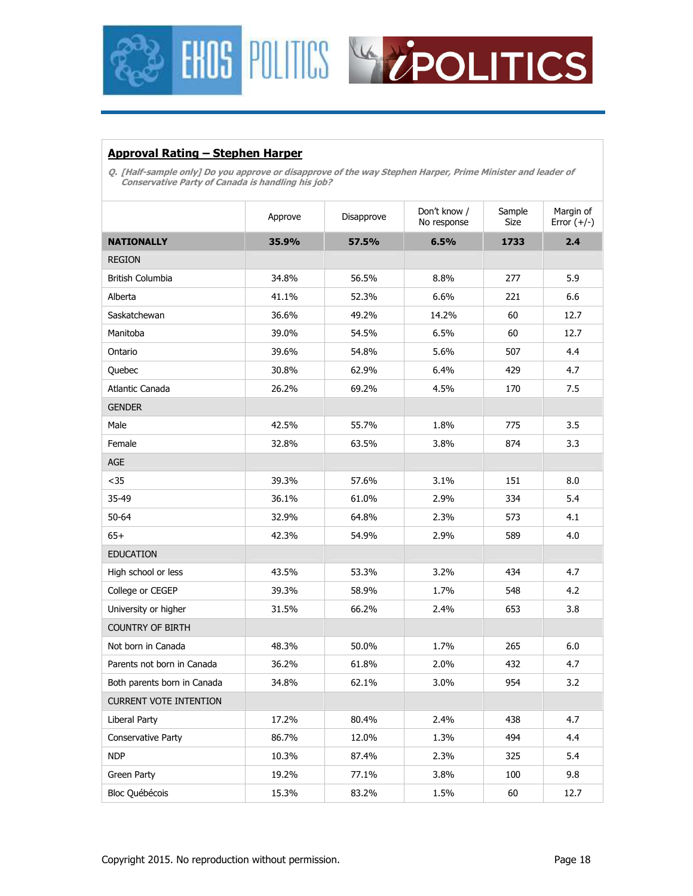## Approval Rating – Stephen Harper

*Q. [Half-sample only] Do you approve or disapprove of the way Stephen Harper, Prime Minister and leader of Conservative Party of Canada is handling his job?*

| | Approve | Disapprove | Don't know / No response | Sample Size | Margin of Error (+/-) |
|---|---|---|---|---|---|
| **NATIONALLY** | **35.9%** | **57.5%** | **6.5%** | **1733** | **2.4** |
| REGION | | | | | |
| British Columbia | 34.8% | 56.5% | 8.8% | 277 | 5.9 |
| Alberta | 41.1% | 52.3% | 6.6% | 221 | 6.6 |
| Saskatchewan | 36.6% | 49.2% | 14.2% | 60 | 12.7 |
| Manitoba | 39.0% | 54.5% | 6.5% | 60 | 12.7 |
| Ontario | 39.6% | 54.8% | 5.6% | 507 | 4.4 |
| Quebec | 30.8% | 62.9% | 6.4% | 429 | 4.7 |
| Atlantic Canada | 26.2% | 69.2% | 4.5% | 170 | 7.5 |
| GENDER | | | | | |
| Male | 42.5% | 55.7% | 1.8% | 775 | 3.5 |
| Female | 32.8% | 63.5% | 3.8% | 874 | 3.3 |
| AGE | | | | | |
| <35 | 39.3% | 57.6% | 3.1% | 151 | 8.0 |
| 35-49 | 36.1% | 61.0% | 2.9% | 334 | 5.4 |
| 50-64 | 32.9% | 64.8% | 2.3% | 573 | 4.1 |
| 65+ | 42.3% | 54.9% | 2.9% | 589 | 4.0 |
| EDUCATION | | | | | |
| High school or less | 43.5% | 53.3% | 3.2% | 434 | 4.7 |
| College or CEGEP | 39.3% | 58.9% | 1.7% | 548 | 4.2 |
| University or higher | 31.5% | 66.2% | 2.4% | 653 | 3.8 |
| COUNTRY OF BIRTH | | | | | |
| Not born in Canada | 48.3% | 50.0% | 1.7% | 265 | 6.0 |
| Parents not born in Canada | 36.2% | 61.8% | 2.0% | 432 | 4.7 |
| Both parents born in Canada | 34.8% | 62.1% | 3.0% | 954 | 3.2 |
| CURRENT VOTE INTENTION | | | | | |
| Liberal Party | 17.2% | 80.4% | 2.4% | 438 | 4.7 |
| Conservative Party | 86.7% | 12.0% | 1.3% | 494 | 4.4 |
| NDP | 10.3% | 87.4% | 2.3% | 325 | 5.4 |
| Green Party | 19.2% | 77.1% | 3.8% | 100 | 9.8 |
| Bloc Québécois | 15.3% | 83.2% | 1.5% | 60 | 12.7 |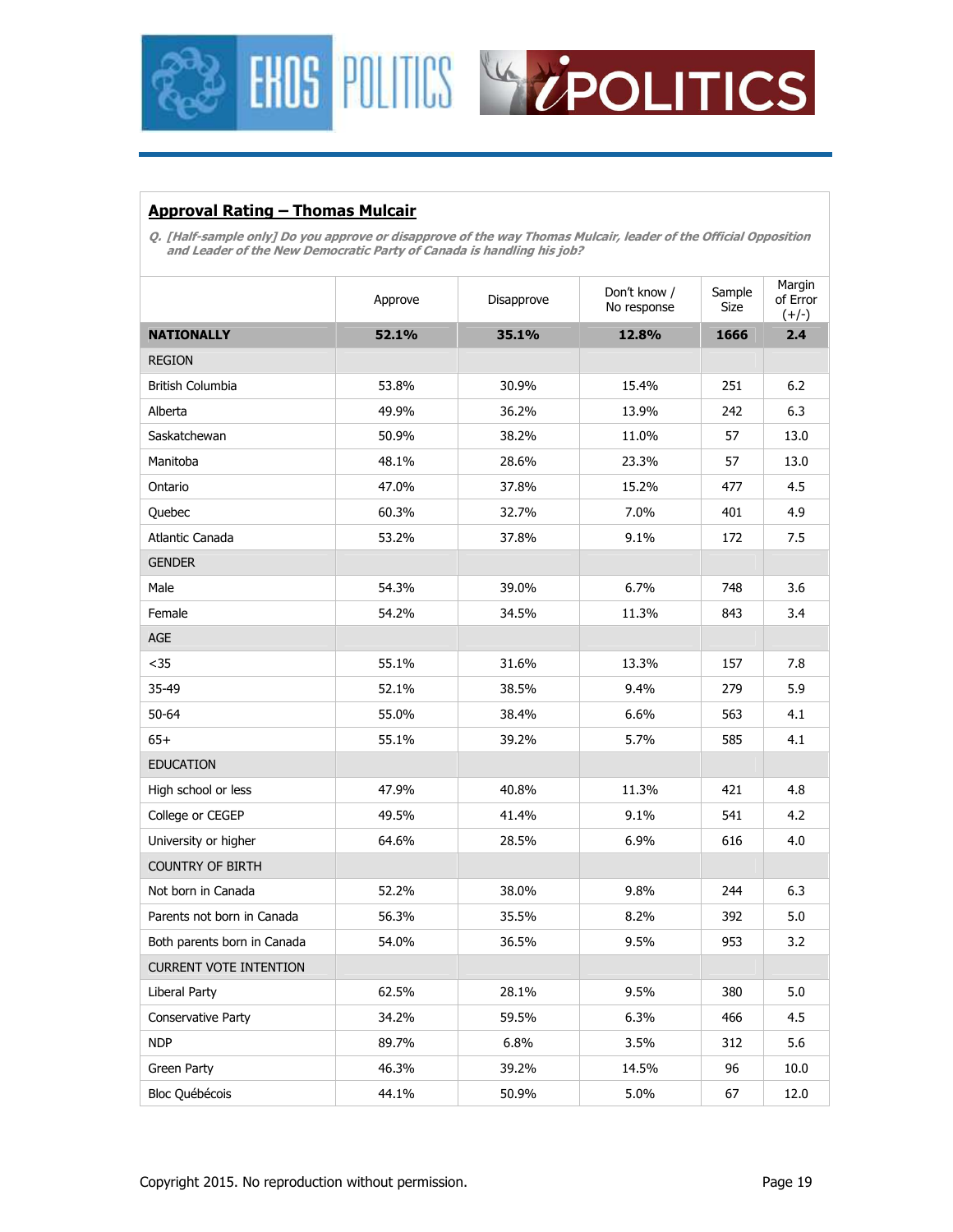## Approval Rating – Thomas Mulcair

*Q. [Half-sample only] Do you approve or disapprove of the way Thomas Mulcair, leader of the Official Opposition and Leader of the New Democratic Party of Canada is handling his job?*

| | Approve | Disapprove | Don't know / No response | Sample Size | Margin of Error (+/-) |
|---|---|---|---|---|---|
| **NATIONALLY** | **52.1%** | **35.1%** | **12.8%** | **1666** | **2.4** |
| REGION | | | | | |
| British Columbia | 53.8% | 30.9% | 15.4% | 251 | 6.2 |
| Alberta | 49.9% | 36.2% | 13.9% | 242 | 6.3 |
| Saskatchewan | 50.9% | 38.2% | 11.0% | 57 | 13.0 |
| Manitoba | 48.1% | 28.6% | 23.3% | 57 | 13.0 |
| Ontario | 47.0% | 37.8% | 15.2% | 477 | 4.5 |
| Quebec | 60.3% | 32.7% | 7.0% | 401 | 4.9 |
| Atlantic Canada | 53.2% | 37.8% | 9.1% | 172 | 7.5 |
| GENDER | | | | | |
| Male | 54.3% | 39.0% | 6.7% | 748 | 3.6 |
| Female | 54.2% | 34.5% | 11.3% | 843 | 3.4 |
| AGE | | | | | |
| <35 | 55.1% | 31.6% | 13.3% | 157 | 7.8 |
| 35-49 | 52.1% | 38.5% | 9.4% | 279 | 5.9 |
| 50-64 | 55.0% | 38.4% | 6.6% | 563 | 4.1 |
| 65+ | 55.1% | 39.2% | 5.7% | 585 | 4.1 |
| EDUCATION | | | | | |
| High school or less | 47.9% | 40.8% | 11.3% | 421 | 4.8 |
| College or CEGEP | 49.5% | 41.4% | 9.1% | 541 | 4.2 |
| University or higher | 64.6% | 28.5% | 6.9% | 616 | 4.0 |
| COUNTRY OF BIRTH | | | | | |
| Not born in Canada | 52.2% | 38.0% | 9.8% | 244 | 6.3 |
| Parents not born in Canada | 56.3% | 35.5% | 8.2% | 392 | 5.0 |
| Both parents born in Canada | 54.0% | 36.5% | 9.5% | 953 | 3.2 |
| CURRENT VOTE INTENTION | | | | | |
| Liberal Party | 62.5% | 28.1% | 9.5% | 380 | 5.0 |
| Conservative Party | 34.2% | 59.5% | 6.3% | 466 | 4.5 |
| NDP | 89.7% | 6.8% | 3.5% | 312 | 5.6 |
| Green Party | 46.3% | 39.2% | 14.5% | 96 | 10.0 |
| Bloc Québécois | 44.1% | 50.9% | 5.0% | 67 | 12.0 |

Copyright 2015. No reproduction without permission.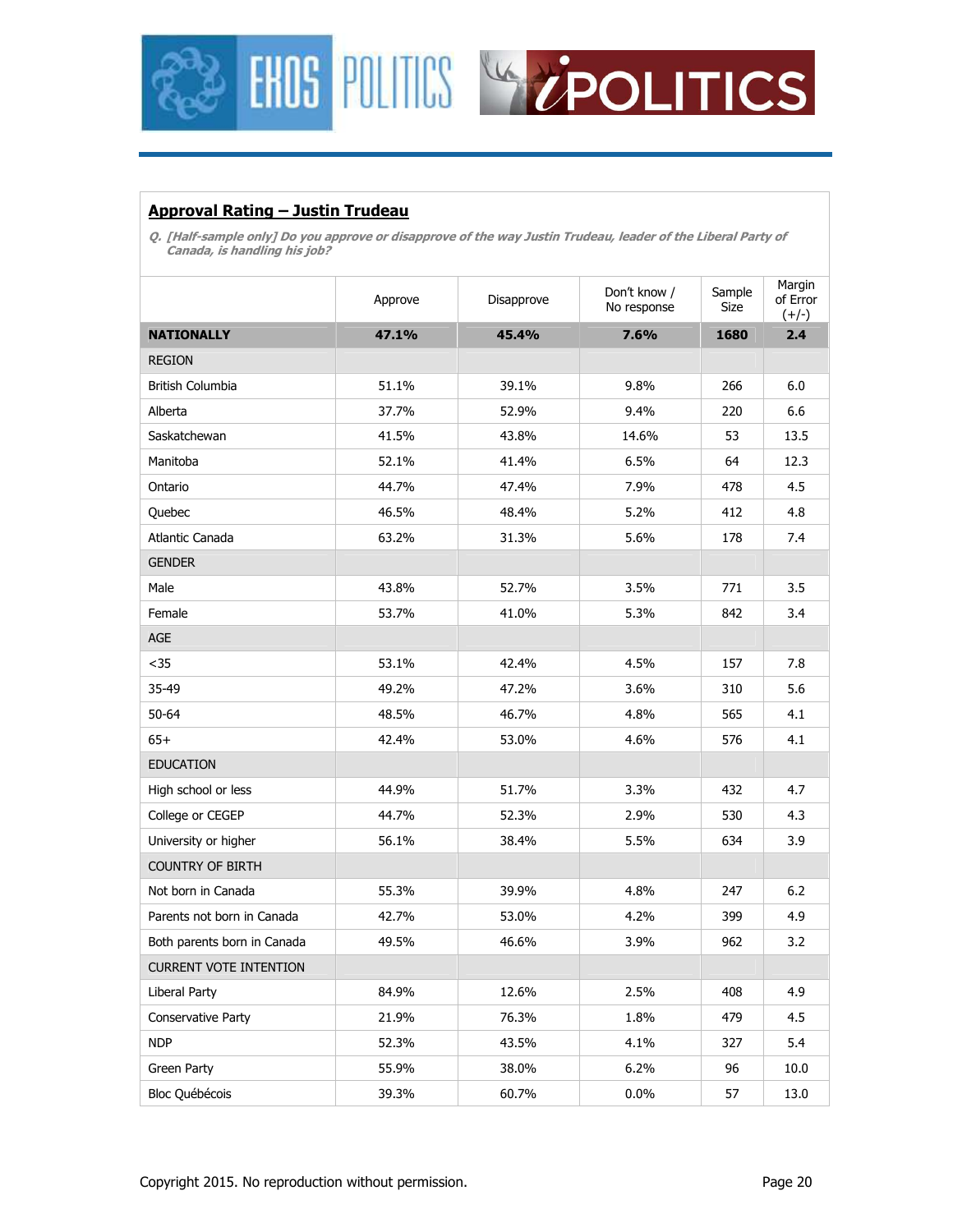## Approval Rating – Justin Trudeau

*Q. [Half-sample only] Do you approve or disapprove of the way Justin Trudeau, leader of the Liberal Party of Canada, is handling his job?*

| | Approve | Disapprove | Don't know / No response | Sample Size | Margin of Error (+/-) |
|---|---|---|---|---|---|
| **NATIONALLY** | **47.1%** | **45.4%** | **7.6%** | **1680** | **2.4** |
| REGION | | | | | |
| British Columbia | 51.1% | 39.1% | 9.8% | 266 | 6.0 |
| Alberta | 37.7% | 52.9% | 9.4% | 220 | 6.6 |
| Saskatchewan | 41.5% | 43.8% | 14.6% | 53 | 13.5 |
| Manitoba | 52.1% | 41.4% | 6.5% | 64 | 12.3 |
| Ontario | 44.7% | 47.4% | 7.9% | 478 | 4.5 |
| Quebec | 46.5% | 48.4% | 5.2% | 412 | 4.8 |
| Atlantic Canada | 63.2% | 31.3% | 5.6% | 178 | 7.4 |
| GENDER | | | | | |
| Male | 43.8% | 52.7% | 3.5% | 771 | 3.5 |
| Female | 53.7% | 41.0% | 5.3% | 842 | 3.4 |
| AGE | | | | | |
| <35 | 53.1% | 42.4% | 4.5% | 157 | 7.8 |
| 35-49 | 49.2% | 47.2% | 3.6% | 310 | 5.6 |
| 50-64 | 48.5% | 46.7% | 4.8% | 565 | 4.1 |
| 65+ | 42.4% | 53.0% | 4.6% | 576 | 4.1 |
| EDUCATION | | | | | |
| High school or less | 44.9% | 51.7% | 3.3% | 432 | 4.7 |
| College or CEGEP | 44.7% | 52.3% | 2.9% | 530 | 4.3 |
| University or higher | 56.1% | 38.4% | 5.5% | 634 | 3.9 |
| COUNTRY OF BIRTH | | | | | |
| Not born in Canada | 55.3% | 39.9% | 4.8% | 247 | 6.2 |
| Parents not born in Canada | 42.7% | 53.0% | 4.2% | 399 | 4.9 |
| Both parents born in Canada | 49.5% | 46.6% | 3.9% | 962 | 3.2 |
| CURRENT VOTE INTENTION | | | | | |
| Liberal Party | 84.9% | 12.6% | 2.5% | 408 | 4.9 |
| Conservative Party | 21.9% | 76.3% | 1.8% | 479 | 4.5 |
| NDP | 52.3% | 43.5% | 4.1% | 327 | 5.4 |
| Green Party | 55.9% | 38.0% | 6.2% | 96 | 10.0 |
| Bloc Québécois | 39.3% | 60.7% | 0.0% | 57 | 13.0 |

Copyright 2015. No reproduction without permission.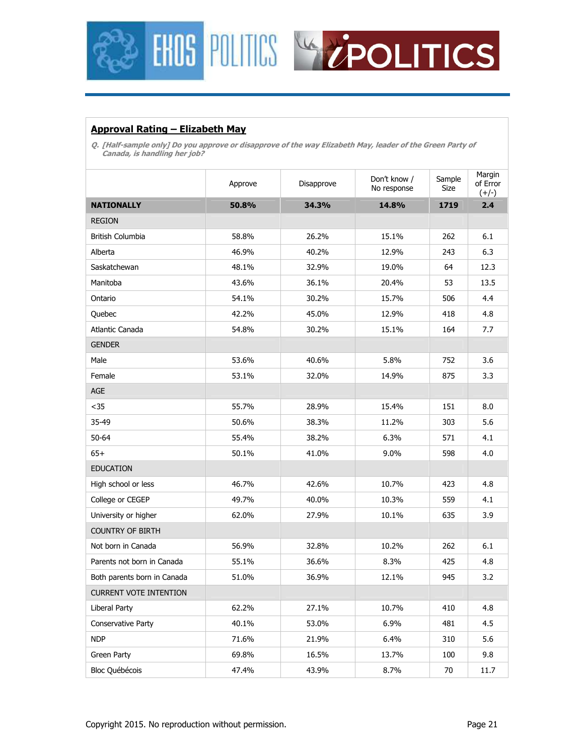## Approval Rating – Elizabeth May

*Q. [Half-sample only] Do you approve or disapprove of the way Elizabeth May, leader of the Green Party of Canada, is handling her job?*

| | Approve | Disapprove | Don't know / No response | Sample Size | Margin of Error (+/-) |
|---|---|---|---|---|---|
| **NATIONALLY** | **50.8%** | **34.3%** | **14.8%** | **1719** | **2.4** |
| REGION | | | | | |
| British Columbia | 58.8% | 26.2% | 15.1% | 262 | 6.1 |
| Alberta | 46.9% | 40.2% | 12.9% | 243 | 6.3 |
| Saskatchewan | 48.1% | 32.9% | 19.0% | 64 | 12.3 |
| Manitoba | 43.6% | 36.1% | 20.4% | 53 | 13.5 |
| Ontario | 54.1% | 30.2% | 15.7% | 506 | 4.4 |
| Quebec | 42.2% | 45.0% | 12.9% | 418 | 4.8 |
| Atlantic Canada | 54.8% | 30.2% | 15.1% | 164 | 7.7 |
| GENDER | | | | | |
| Male | 53.6% | 40.6% | 5.8% | 752 | 3.6 |
| Female | 53.1% | 32.0% | 14.9% | 875 | 3.3 |
| AGE | | | | | |
| <35 | 55.7% | 28.9% | 15.4% | 151 | 8.0 |
| 35-49 | 50.6% | 38.3% | 11.2% | 303 | 5.6 |
| 50-64 | 55.4% | 38.2% | 6.3% | 571 | 4.1 |
| 65+ | 50.1% | 41.0% | 9.0% | 598 | 4.0 |
| EDUCATION | | | | | |
| High school or less | 46.7% | 42.6% | 10.7% | 423 | 4.8 |
| College or CEGEP | 49.7% | 40.0% | 10.3% | 559 | 4.1 |
| University or higher | 62.0% | 27.9% | 10.1% | 635 | 3.9 |
| COUNTRY OF BIRTH | | | | | |
| Not born in Canada | 56.9% | 32.8% | 10.2% | 262 | 6.1 |
| Parents not born in Canada | 55.1% | 36.6% | 8.3% | 425 | 4.8 |
| Both parents born in Canada | 51.0% | 36.9% | 12.1% | 945 | 3.2 |
| CURRENT VOTE INTENTION | | | | | |
| Liberal Party | 62.2% | 27.1% | 10.7% | 410 | 4.8 |
| Conservative Party | 40.1% | 53.0% | 6.9% | 481 | 4.5 |
| NDP | 71.6% | 21.9% | 6.4% | 310 | 5.6 |
| Green Party | 69.8% | 16.5% | 13.7% | 100 | 9.8 |
| Bloc Québécois | 47.4% | 43.9% | 8.7% | 70 | 11.7 |

Copyright 2015. No reproduction without permission.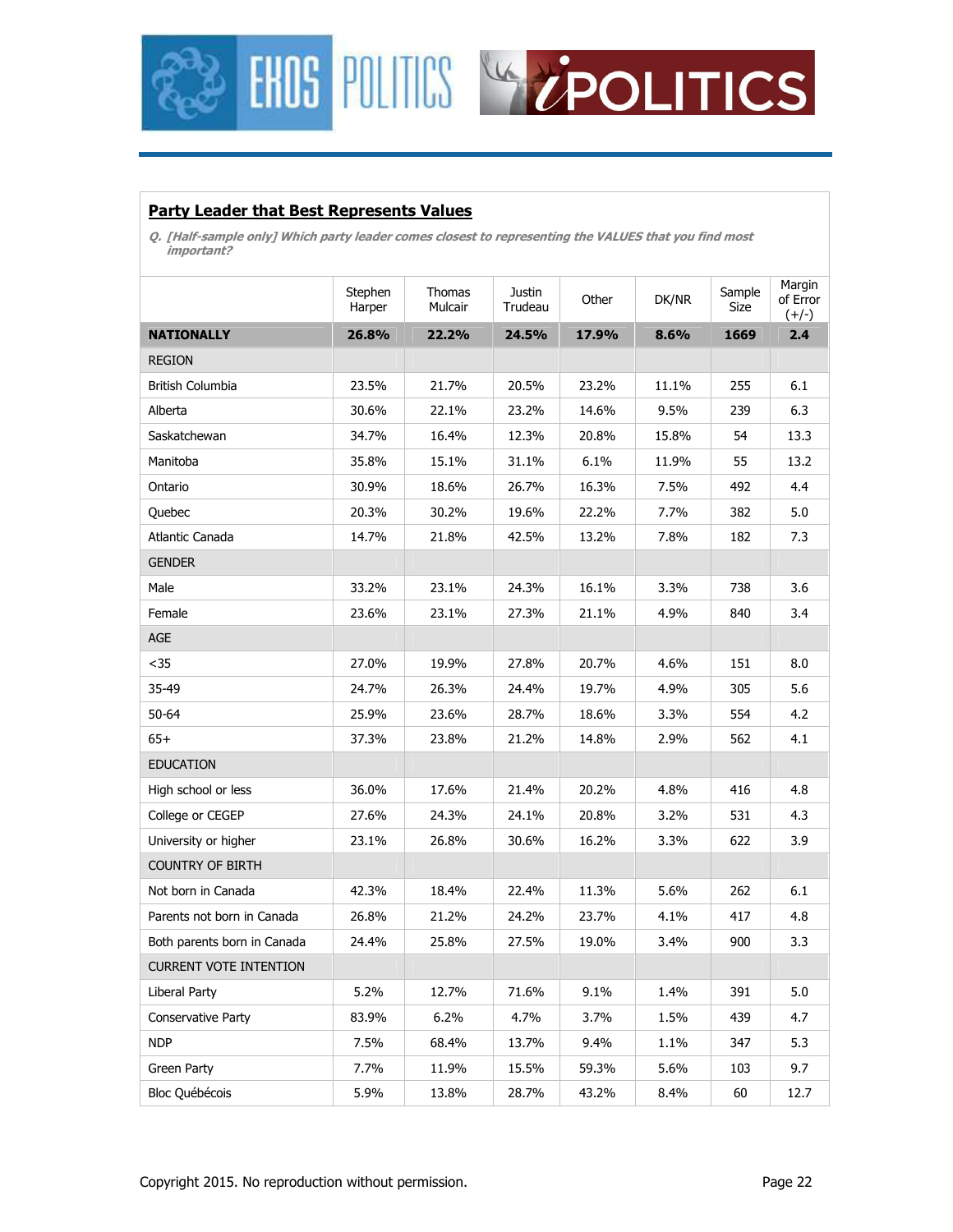## Party Leader that Best Represents Values

*Q. [Half-sample only] Which party leader comes closest to representing the VALUES that you find most important?*

| | Stephen Harper | Thomas Mulcair | Justin Trudeau | Other | DK/NR | Sample Size | Margin of Error (+/-) |
|---|---|---|---|---|---|---|---|
| **NATIONALLY** | **26.8%** | **22.2%** | **24.5%** | **17.9%** | **8.6%** | **1669** | **2.4** |
| REGION | | | | | | | |
| British Columbia | 23.5% | 21.7% | 20.5% | 23.2% | 11.1% | 255 | 6.1 |
| Alberta | 30.6% | 22.1% | 23.2% | 14.6% | 9.5% | 239 | 6.3 |
| Saskatchewan | 34.7% | 16.4% | 12.3% | 20.8% | 15.8% | 54 | 13.3 |
| Manitoba | 35.8% | 15.1% | 31.1% | 6.1% | 11.9% | 55 | 13.2 |
| Ontario | 30.9% | 18.6% | 26.7% | 16.3% | 7.5% | 492 | 4.4 |
| Quebec | 20.3% | 30.2% | 19.6% | 22.2% | 7.7% | 382 | 5.0 |
| Atlantic Canada | 14.7% | 21.8% | 42.5% | 13.2% | 7.8% | 182 | 7.3 |
| GENDER | | | | | | | |
| Male | 33.2% | 23.1% | 24.3% | 16.1% | 3.3% | 738 | 3.6 |
| Female | 23.6% | 23.1% | 27.3% | 21.1% | 4.9% | 840 | 3.4 |
| AGE | | | | | | | |
| <35 | 27.0% | 19.9% | 27.8% | 20.7% | 4.6% | 151 | 8.0 |
| 35-49 | 24.7% | 26.3% | 24.4% | 19.7% | 4.9% | 305 | 5.6 |
| 50-64 | 25.9% | 23.6% | 28.7% | 18.6% | 3.3% | 554 | 4.2 |
| 65+ | 37.3% | 23.8% | 21.2% | 14.8% | 2.9% | 562 | 4.1 |
| EDUCATION | | | | | | | |
| High school or less | 36.0% | 17.6% | 21.4% | 20.2% | 4.8% | 416 | 4.8 |
| College or CEGEP | 27.6% | 24.3% | 24.1% | 20.8% | 3.2% | 531 | 4.3 |
| University or higher | 23.1% | 26.8% | 30.6% | 16.2% | 3.3% | 622 | 3.9 |
| COUNTRY OF BIRTH | | | | | | | |
| Not born in Canada | 42.3% | 18.4% | 22.4% | 11.3% | 5.6% | 262 | 6.1 |
| Parents not born in Canada | 26.8% | 21.2% | 24.2% | 23.7% | 4.1% | 417 | 4.8 |
| Both parents born in Canada | 24.4% | 25.8% | 27.5% | 19.0% | 3.4% | 900 | 3.3 |
| CURRENT VOTE INTENTION | | | | | | | |
| Liberal Party | 5.2% | 12.7% | 71.6% | 9.1% | 1.4% | 391 | 5.0 |
| Conservative Party | 83.9% | 6.2% | 4.7% | 3.7% | 1.5% | 439 | 4.7 |
| NDP | 7.5% | 68.4% | 13.7% | 9.4% | 1.1% | 347 | 5.3 |
| Green Party | 7.7% | 11.9% | 15.5% | 59.3% | 5.6% | 103 | 9.7 |
| Bloc Québécois | 5.9% | 13.8% | 28.7% | 43.2% | 8.4% | 60 | 12.7 |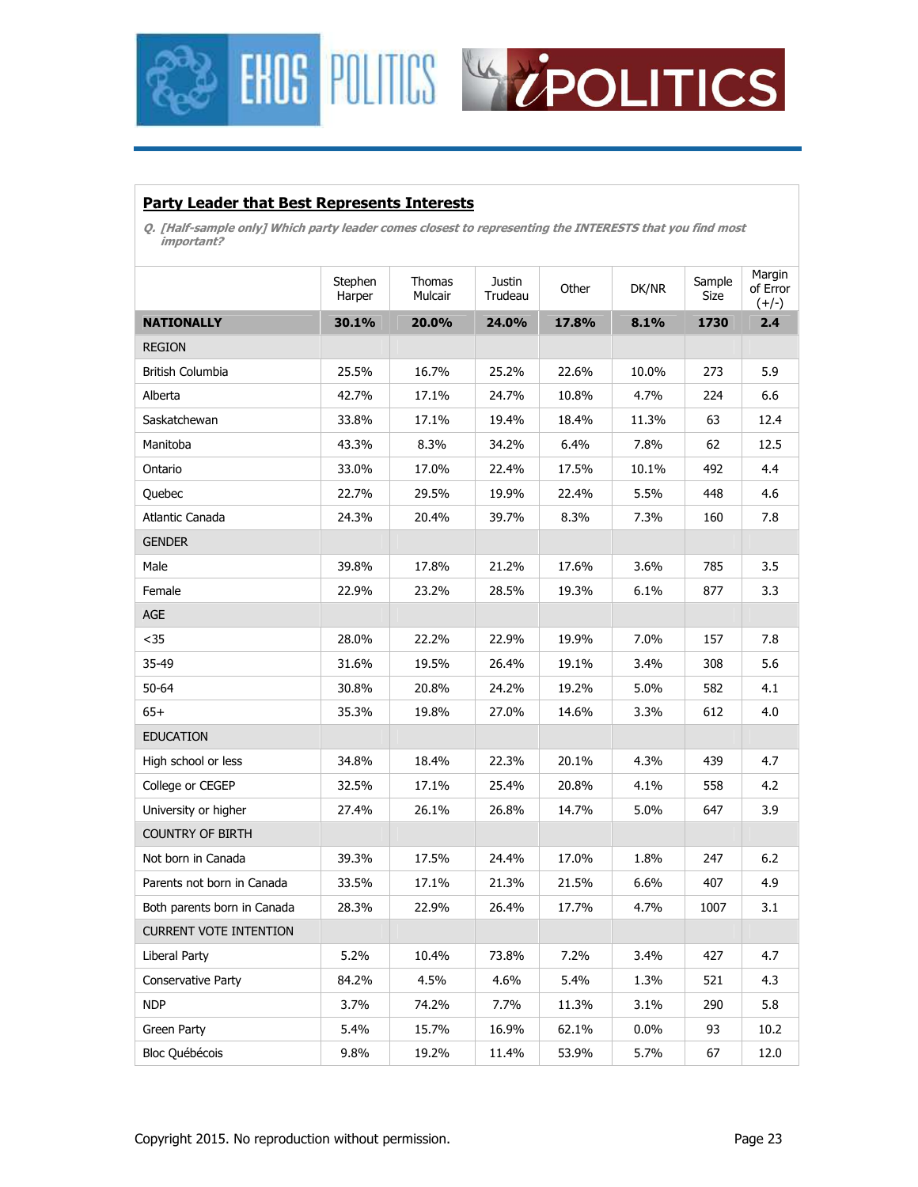## Party Leader that Best Represents Interests

*Q. [Half-sample only] Which party leader comes closest to representing the INTERESTS that you find most important?*

| | Stephen Harper | Thomas Mulcair | Justin Trudeau | Other | DK/NR | Sample Size | Margin of Error (+/-) |
|---|---|---|---|---|---|---|---|
| **NATIONALLY** | **30.1%** | **20.0%** | **24.0%** | **17.8%** | **8.1%** | **1730** | **2.4** |
| REGION | | | | | | | |
| British Columbia | 25.5% | 16.7% | 25.2% | 22.6% | 10.0% | 273 | 5.9 |
| Alberta | 42.7% | 17.1% | 24.7% | 10.8% | 4.7% | 224 | 6.6 |
| Saskatchewan | 33.8% | 17.1% | 19.4% | 18.4% | 11.3% | 63 | 12.4 |
| Manitoba | 43.3% | 8.3% | 34.2% | 6.4% | 7.8% | 62 | 12.5 |
| Ontario | 33.0% | 17.0% | 22.4% | 17.5% | 10.1% | 492 | 4.4 |
| Quebec | 22.7% | 29.5% | 19.9% | 22.4% | 5.5% | 448 | 4.6 |
| Atlantic Canada | 24.3% | 20.4% | 39.7% | 8.3% | 7.3% | 160 | 7.8 |
| GENDER | | | | | | | |
| Male | 39.8% | 17.8% | 21.2% | 17.6% | 3.6% | 785 | 3.5 |
| Female | 22.9% | 23.2% | 28.5% | 19.3% | 6.1% | 877 | 3.3 |
| AGE | | | | | | | |
| <35 | 28.0% | 22.2% | 22.9% | 19.9% | 7.0% | 157 | 7.8 |
| 35-49 | 31.6% | 19.5% | 26.4% | 19.1% | 3.4% | 308 | 5.6 |
| 50-64 | 30.8% | 20.8% | 24.2% | 19.2% | 5.0% | 582 | 4.1 |
| 65+ | 35.3% | 19.8% | 27.0% | 14.6% | 3.3% | 612 | 4.0 |
| EDUCATION | | | | | | | |
| High school or less | 34.8% | 18.4% | 22.3% | 20.1% | 4.3% | 439 | 4.7 |
| College or CEGEP | 32.5% | 17.1% | 25.4% | 20.8% | 4.1% | 558 | 4.2 |
| University or higher | 27.4% | 26.1% | 26.8% | 14.7% | 5.0% | 647 | 3.9 |
| COUNTRY OF BIRTH | | | | | | | |
| Not born in Canada | 39.3% | 17.5% | 24.4% | 17.0% | 1.8% | 247 | 6.2 |
| Parents not born in Canada | 33.5% | 17.1% | 21.3% | 21.5% | 6.6% | 407 | 4.9 |
| Both parents born in Canada | 28.3% | 22.9% | 26.4% | 17.7% | 4.7% | 1007 | 3.1 |
| CURRENT VOTE INTENTION | | | | | | | |
| Liberal Party | 5.2% | 10.4% | 73.8% | 7.2% | 3.4% | 427 | 4.7 |
| Conservative Party | 84.2% | 4.5% | 4.6% | 5.4% | 1.3% | 521 | 4.3 |
| NDP | 3.7% | 74.2% | 7.7% | 11.3% | 3.1% | 290 | 5.8 |
| Green Party | 5.4% | 15.7% | 16.9% | 62.1% | 0.0% | 93 | 10.2 |
| Bloc Québécois | 9.8% | 19.2% | 11.4% | 53.9% | 5.7% | 67 | 12.0 |

Copyright 2015. No reproduction without permission.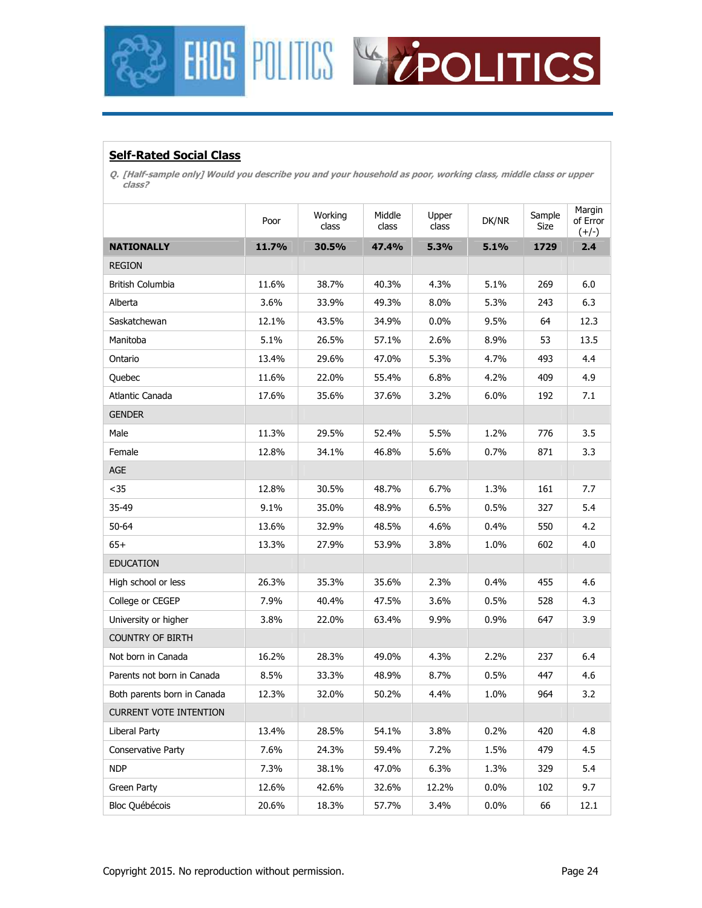## Self-Rated Social Class

*Q. [Half-sample only] Would you describe you and your household as poor, working class, middle class or upper class?*

| | Poor | Working class | Middle class | Upper class | DK/NR | Sample Size | Margin of Error (+/-) |
|---|---|---|---|---|---|---|---|
| **NATIONALLY** | **11.7%** | **30.5%** | **47.4%** | **5.3%** | **5.1%** | **1729** | **2.4** |
| REGION | | | | | | | |
| British Columbia | 11.6% | 38.7% | 40.3% | 4.3% | 5.1% | 269 | 6.0 |
| Alberta | 3.6% | 33.9% | 49.3% | 8.0% | 5.3% | 243 | 6.3 |
| Saskatchewan | 12.1% | 43.5% | 34.9% | 0.0% | 9.5% | 64 | 12.3 |
| Manitoba | 5.1% | 26.5% | 57.1% | 2.6% | 8.9% | 53 | 13.5 |
| Ontario | 13.4% | 29.6% | 47.0% | 5.3% | 4.7% | 493 | 4.4 |
| Quebec | 11.6% | 22.0% | 55.4% | 6.8% | 4.2% | 409 | 4.9 |
| Atlantic Canada | 17.6% | 35.6% | 37.6% | 3.2% | 6.0% | 192 | 7.1 |
| GENDER | | | | | | | |
| Male | 11.3% | 29.5% | 52.4% | 5.5% | 1.2% | 776 | 3.5 |
| Female | 12.8% | 34.1% | 46.8% | 5.6% | 0.7% | 871 | 3.3 |
| AGE | | | | | | | |
| <35 | 12.8% | 30.5% | 48.7% | 6.7% | 1.3% | 161 | 7.7 |
| 35-49 | 9.1% | 35.0% | 48.9% | 6.5% | 0.5% | 327 | 5.4 |
| 50-64 | 13.6% | 32.9% | 48.5% | 4.6% | 0.4% | 550 | 4.2 |
| 65+ | 13.3% | 27.9% | 53.9% | 3.8% | 1.0% | 602 | 4.0 |
| EDUCATION | | | | | | | |
| High school or less | 26.3% | 35.3% | 35.6% | 2.3% | 0.4% | 455 | 4.6 |
| College or CEGEP | 7.9% | 40.4% | 47.5% | 3.6% | 0.5% | 528 | 4.3 |
| University or higher | 3.8% | 22.0% | 63.4% | 9.9% | 0.9% | 647 | 3.9 |
| COUNTRY OF BIRTH | | | | | | | |
| Not born in Canada | 16.2% | 28.3% | 49.0% | 4.3% | 2.2% | 237 | 6.4 |
| Parents not born in Canada | 8.5% | 33.3% | 48.9% | 8.7% | 0.5% | 447 | 4.6 |
| Both parents born in Canada | 12.3% | 32.0% | 50.2% | 4.4% | 1.0% | 964 | 3.2 |
| CURRENT VOTE INTENTION | | | | | | | |
| Liberal Party | 13.4% | 28.5% | 54.1% | 3.8% | 0.2% | 420 | 4.8 |
| Conservative Party | 7.6% | 24.3% | 59.4% | 7.2% | 1.5% | 479 | 4.5 |
| NDP | 7.3% | 38.1% | 47.0% | 6.3% | 1.3% | 329 | 5.4 |
| Green Party | 12.6% | 42.6% | 32.6% | 12.2% | 0.0% | 102 | 9.7 |
| Bloc Québécois | 20.6% | 18.3% | 57.7% | 3.4% | 0.0% | 66 | 12.1 |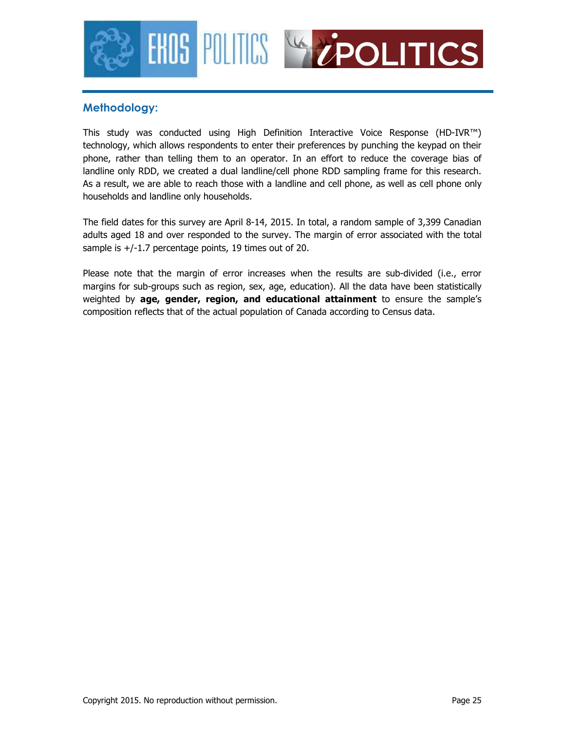## Methodology:

This study was conducted using High Definition Interactive Voice Response (HD-IVR™) technology, which allows respondents to enter their preferences by punching the keypad on their phone, rather than telling them to an operator. In an effort to reduce the coverage bias of landline only RDD, we created a dual landline/cell phone RDD sampling frame for this research. As a result, we are able to reach those with a landline and cell phone, as well as cell phone only households and landline only households.

The field dates for this survey are April 8-14, 2015. In total, a random sample of 3,399 Canadian adults aged 18 and over responded to the survey. The margin of error associated with the total sample is +/-1.7 percentage points, 19 times out of 20.

Please note that the margin of error increases when the results are sub-divided (i.e., error margins for sub-groups such as region, sex, age, education). All the data have been statistically weighted by **age, gender, region, and educational attainment** to ensure the sample's composition reflects that of the actual population of Canada according to Census data.